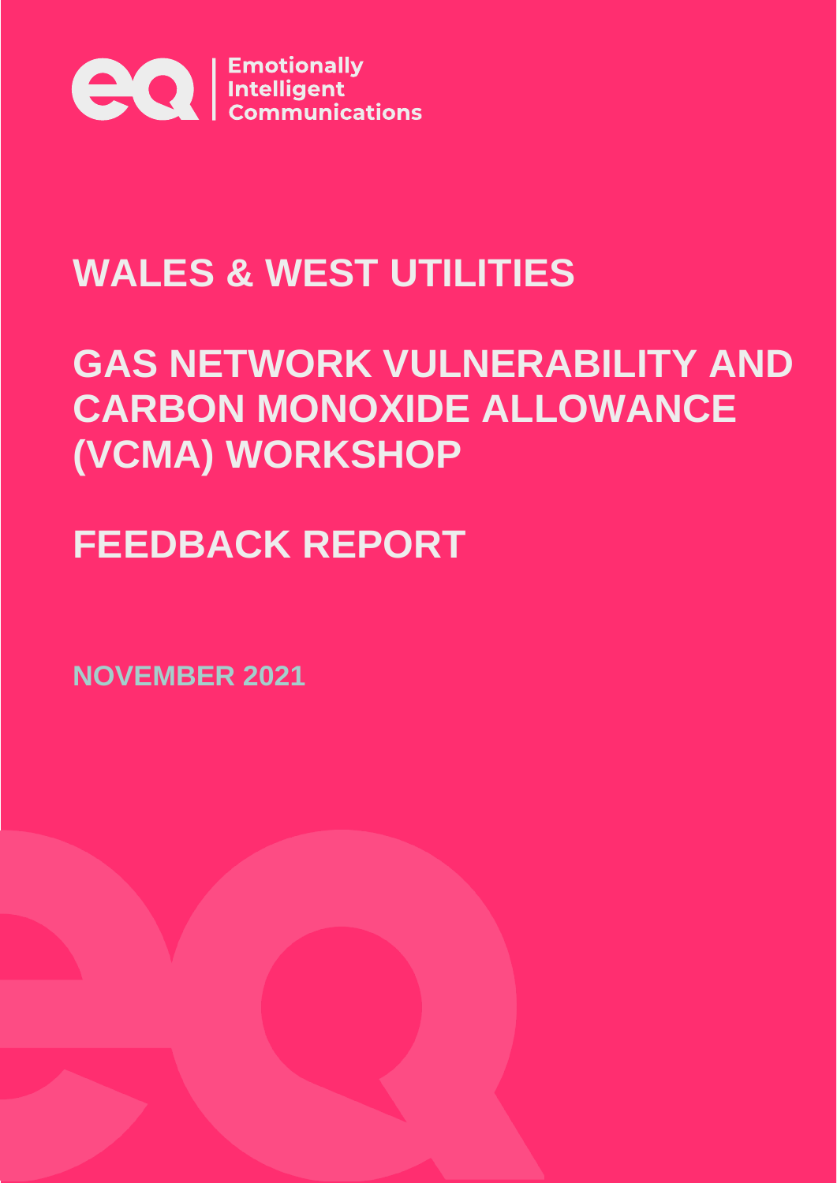Emotionally Intelligent Communications

# WALES & WEST UTILITIES

# GAS NETWORK VULNERABILITY AND CARBON MONOXIDE ALLOWANCE (VCMA) WORKSHOP

# FEEDBACK REPORT

**NOVEMBER 2021**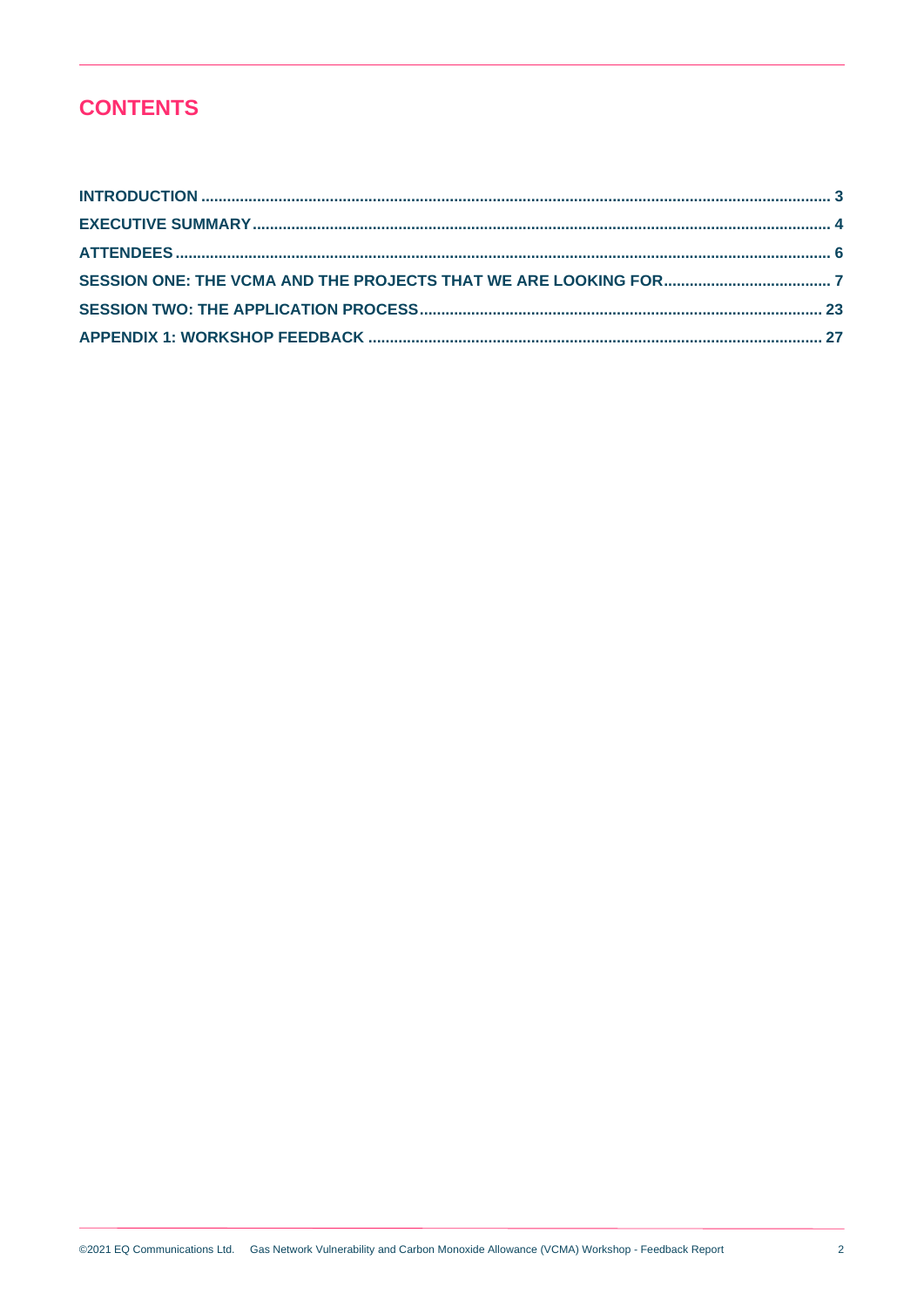# CONTENTS

INTRODUCTION ........................................................................................................................................ 3

EXECUTIVE SUMMARY ............................................................................................................................ 4

ATTENDEES ............................................................................................................................................. 6

SESSION ONE: THE VCMA AND THE PROJECTS THAT WE ARE LOOKING FOR ...................................... 7

SESSION TWO: THE APPLICATION PROCESS ....................................................................................... 23

APPENDIX 1: WORKSHOP FEEDBACK .................................................................................................. 27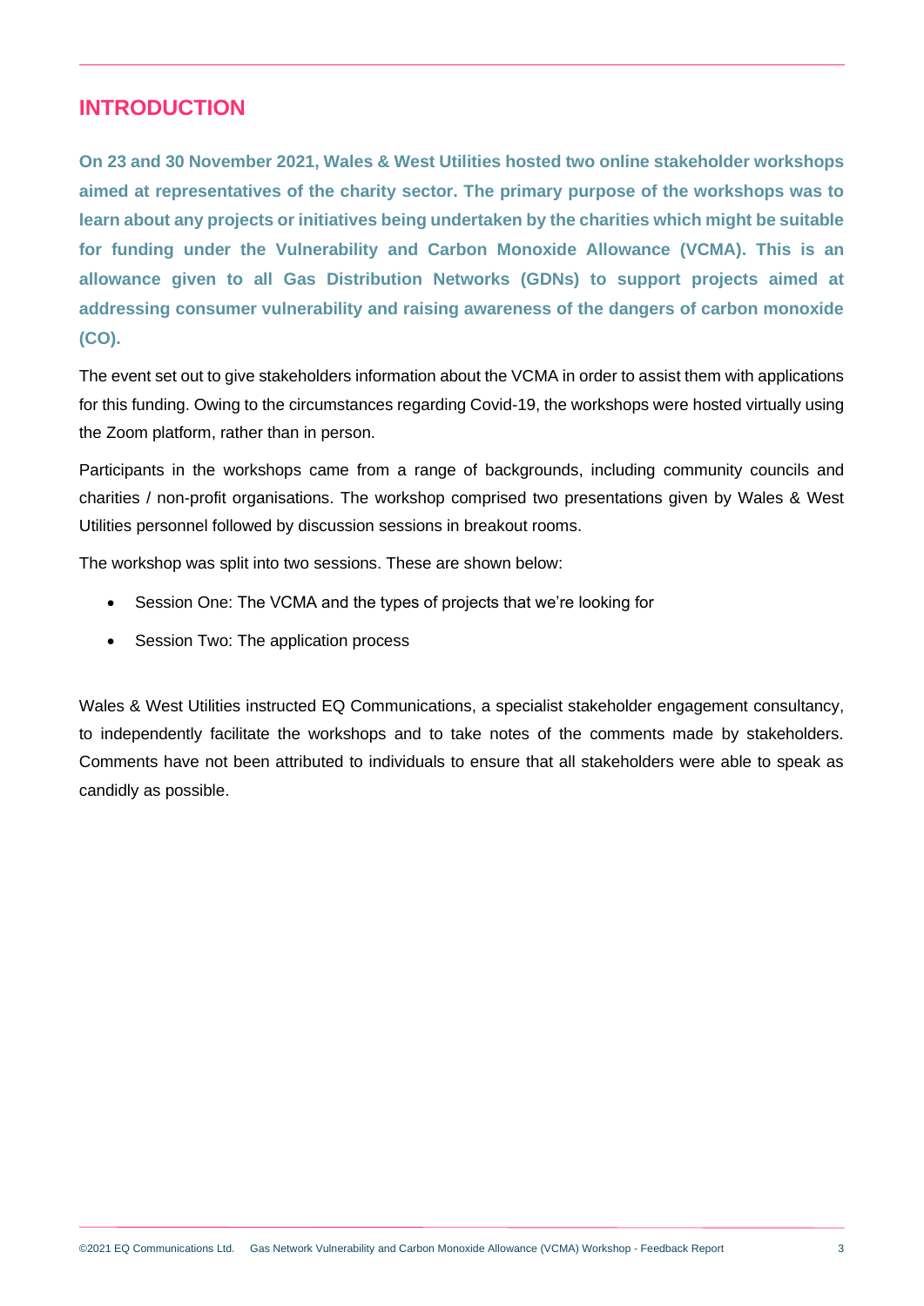# INTRODUCTION

**On 23 and 30 November 2021, Wales & West Utilities hosted two online stakeholder workshops aimed at representatives of the charity sector. The primary purpose of the workshops was to learn about any projects or initiatives being undertaken by the charities which might be suitable for funding under the Vulnerability and Carbon Monoxide Allowance (VCMA). This is an allowance given to all Gas Distribution Networks (GDNs) to support projects aimed at addressing consumer vulnerability and raising awareness of the dangers of carbon monoxide (CO).**

The event set out to give stakeholders information about the VCMA in order to assist them with applications for this funding. Owing to the circumstances regarding Covid-19, the workshops were hosted virtually using the Zoom platform, rather than in person.

Participants in the workshops came from a range of backgrounds, including community councils and charities / non-profit organisations. The workshop comprised two presentations given by Wales & West Utilities personnel followed by discussion sessions in breakout rooms.

The workshop was split into two sessions. These are shown below:

- Session One: The VCMA and the types of projects that we're looking for
- Session Two: The application process

Wales & West Utilities instructed EQ Communications, a specialist stakeholder engagement consultancy, to independently facilitate the workshops and to take notes of the comments made by stakeholders. Comments have not been attributed to individuals to ensure that all stakeholders were able to speak as candidly as possible.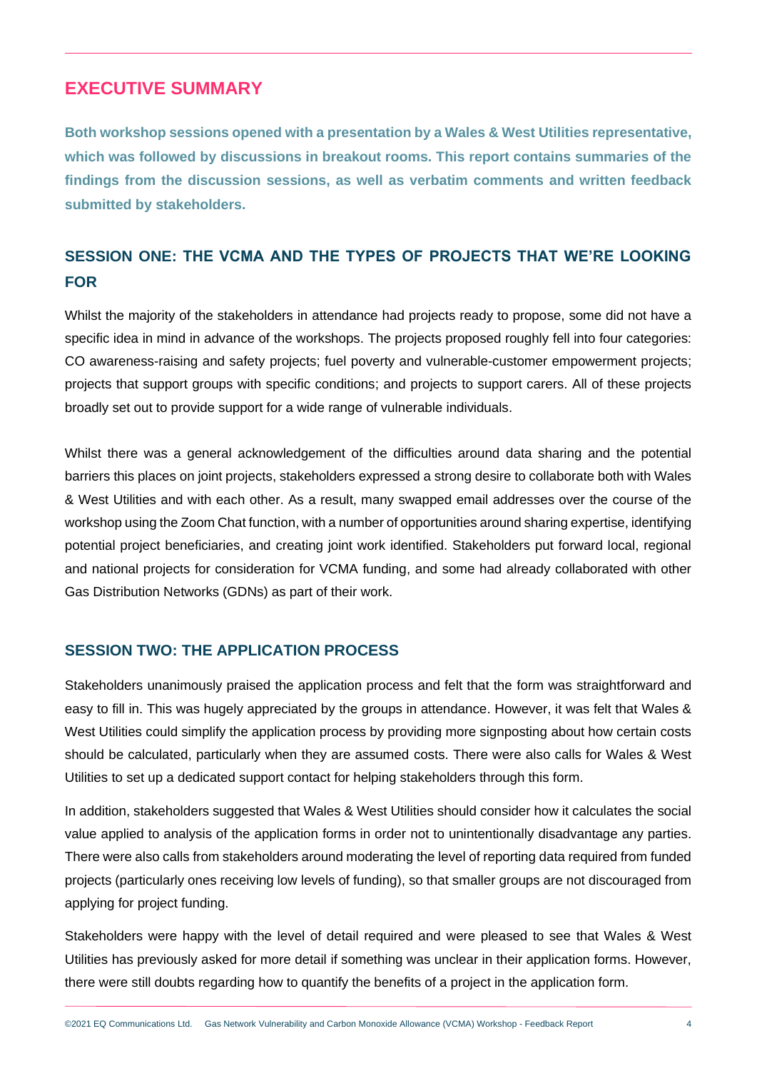## EXECUTIVE SUMMARY

**Both workshop sessions opened with a presentation by a Wales & West Utilities representative, which was followed by discussions in breakout rooms. This report contains summaries of the findings from the discussion sessions, as well as verbatim comments and written feedback submitted by stakeholders.**

### SESSION ONE: THE VCMA AND THE TYPES OF PROJECTS THAT WE'RE LOOKING FOR

Whilst the majority of the stakeholders in attendance had projects ready to propose, some did not have a specific idea in mind in advance of the workshops. The projects proposed roughly fell into four categories: CO awareness-raising and safety projects; fuel poverty and vulnerable-customer empowerment projects; projects that support groups with specific conditions; and projects to support carers. All of these projects broadly set out to provide support for a wide range of vulnerable individuals.

Whilst there was a general acknowledgement of the difficulties around data sharing and the potential barriers this places on joint projects, stakeholders expressed a strong desire to collaborate both with Wales & West Utilities and with each other. As a result, many swapped email addresses over the course of the workshop using the Zoom Chat function, with a number of opportunities around sharing expertise, identifying potential project beneficiaries, and creating joint work identified. Stakeholders put forward local, regional and national projects for consideration for VCMA funding, and some had already collaborated with other Gas Distribution Networks (GDNs) as part of their work.

### SESSION TWO: THE APPLICATION PROCESS

Stakeholders unanimously praised the application process and felt that the form was straightforward and easy to fill in. This was hugely appreciated by the groups in attendance. However, it was felt that Wales & West Utilities could simplify the application process by providing more signposting about how certain costs should be calculated, particularly when they are assumed costs. There were also calls for Wales & West Utilities to set up a dedicated support contact for helping stakeholders through this form.

In addition, stakeholders suggested that Wales & West Utilities should consider how it calculates the social value applied to analysis of the application forms in order not to unintentionally disadvantage any parties. There were also calls from stakeholders around moderating the level of reporting data required from funded projects (particularly ones receiving low levels of funding), so that smaller groups are not discouraged from applying for project funding.

Stakeholders were happy with the level of detail required and were pleased to see that Wales & West Utilities has previously asked for more detail if something was unclear in their application forms. However, there were still doubts regarding how to quantify the benefits of a project in the application form.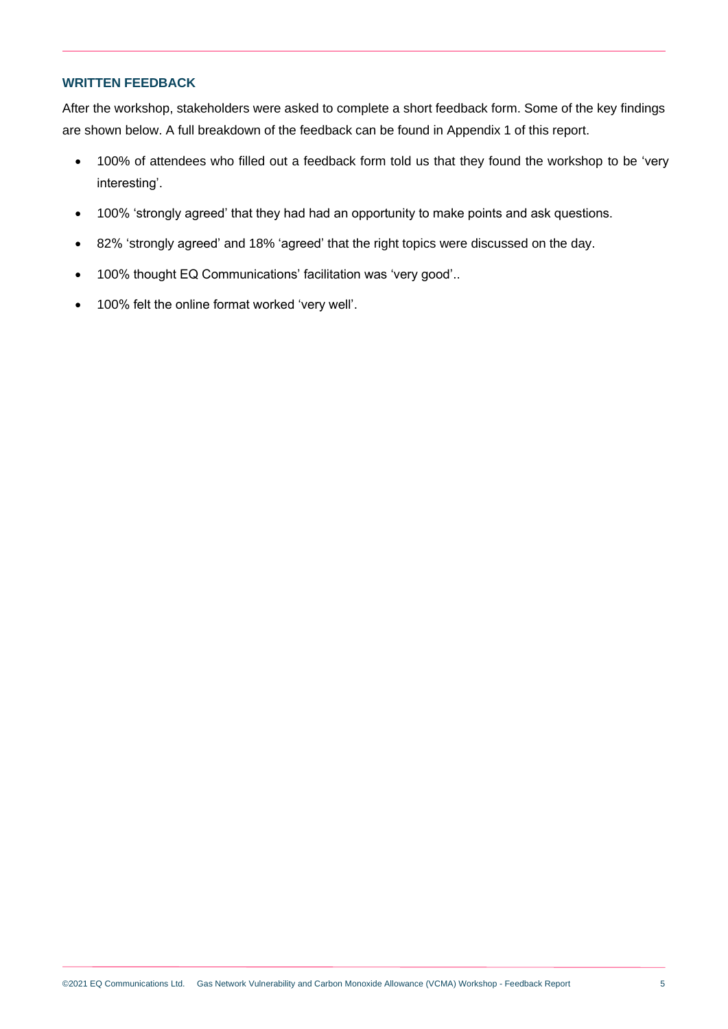### WRITTEN FEEDBACK

After the workshop, stakeholders were asked to complete a short feedback form. Some of the key findings are shown below. A full breakdown of the feedback can be found in Appendix 1 of this report.

- 100% of attendees who filled out a feedback form told us that they found the workshop to be 'very interesting'.
- 100% 'strongly agreed' that they had had an opportunity to make points and ask questions.
- 82% 'strongly agreed' and 18% 'agreed' that the right topics were discussed on the day.
- 100% thought EQ Communications' facilitation was 'very good'..
- 100% felt the online format worked 'very well'.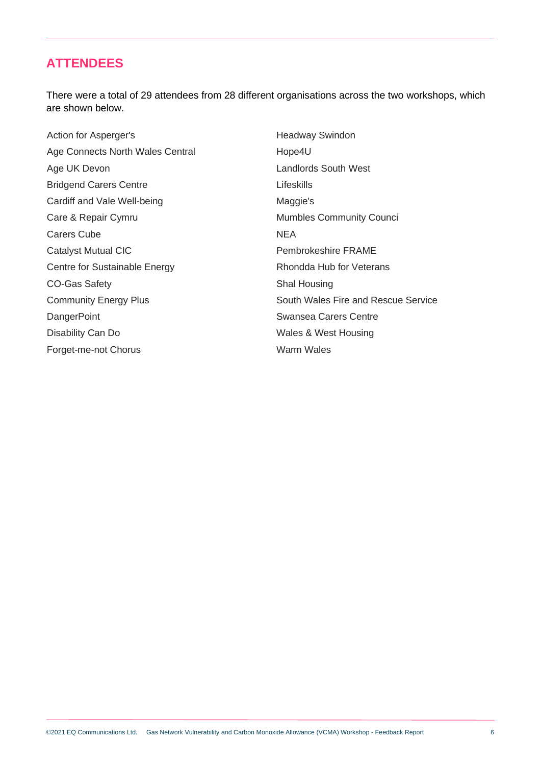## ATTENDEES

There were a total of 29 attendees from 28 different organisations across the two workshops, which are shown below.

- Action for Asperger's
- Age Connects North Wales Central
- Age UK Devon
- Bridgend Carers Centre
- Cardiff and Vale Well-being
- Care & Repair Cymru
- Carers Cube
- Catalyst Mutual CIC
- Centre for Sustainable Energy
- CO-Gas Safety
- Community Energy Plus
- DangerPoint
- Disability Can Do
- Forget-me-not Chorus
- Headway Swindon
- Hope4U
- Landlords South West
- Lifeskills
- Maggie's
- Mumbles Community Counci
- NEA
- Pembrokeshire FRAME
- Rhondda Hub for Veterans
- Shal Housing
- South Wales Fire and Rescue Service
- Swansea Carers Centre
- Wales & West Housing
- Warm Wales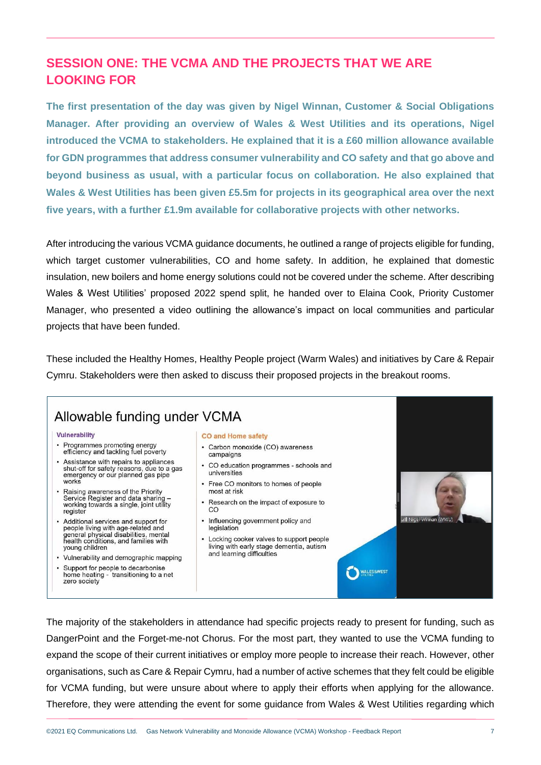## SESSION ONE: THE VCMA AND THE PROJECTS THAT WE ARE LOOKING FOR

**The first presentation of the day was given by Nigel Winnan, Customer & Social Obligations Manager. After providing an overview of Wales & West Utilities and its operations, Nigel introduced the VCMA to stakeholders. He explained that it is a £60 million allowance available for GDN programmes that address consumer vulnerability and CO safety and that go above and beyond business as usual, with a particular focus on collaboration. He also explained that Wales & West Utilities has been given £5.5m for projects in its geographical area over the next five years, with a further £1.9m available for collaborative projects with other networks.**

After introducing the various VCMA guidance documents, he outlined a range of projects eligible for funding, which target customer vulnerabilities, CO and home safety. In addition, he explained that domestic insulation, new boilers and home energy solutions could not be covered under the scheme. After describing Wales & West Utilities' proposed 2022 spend split, he handed over to Elaina Cook, Priority Customer Manager, who presented a video outlining the allowance's impact on local communities and particular projects that have been funded.

These included the Healthy Homes, Healthy People project (Warm Wales) and initiatives by Care & Repair Cymru. Stakeholders were then asked to discuss their proposed projects in the breakout rooms.

### Allowable funding under VCMA

**Vulnerability**

- Programmes promoting energy efficiency and tackling fuel poverty
- Assistance with repairs to appliances shut-off for safety reasons, due to a gas emergency or our planned gas pipe works
- Raising awareness of the Priority Service Register and data sharing – working towards a single, joint utility register
- Additional services and support for people living with age-related and general physical disabilities, mental health conditions, and families with young children
- Vulnerability and demographic mapping
- Support for people to decarbonise home heating - transitioning to a net zero society

**CO and Home safety**

- Carbon monoxide (CO) awareness campaigns
- CO education programmes - schools and universities
- Free CO monitors to homes of people most at risk
- Research on the impact of exposure to CO
- Influencing government policy and legislation
- Locking cooker valves to support people living with early stage dementia, autism and learning difficulties

The majority of the stakeholders in attendance had specific projects ready to present for funding, such as DangerPoint and the Forget-me-not Chorus. For the most part, they wanted to use the VCMA funding to expand the scope of their current initiatives or employ more people to increase their reach. However, other organisations, such as Care & Repair Cymru, had a number of active schemes that they felt could be eligible for VCMA funding, but were unsure about where to apply their efforts when applying for the allowance. Therefore, they were attending the event for some guidance from Wales & West Utilities regarding which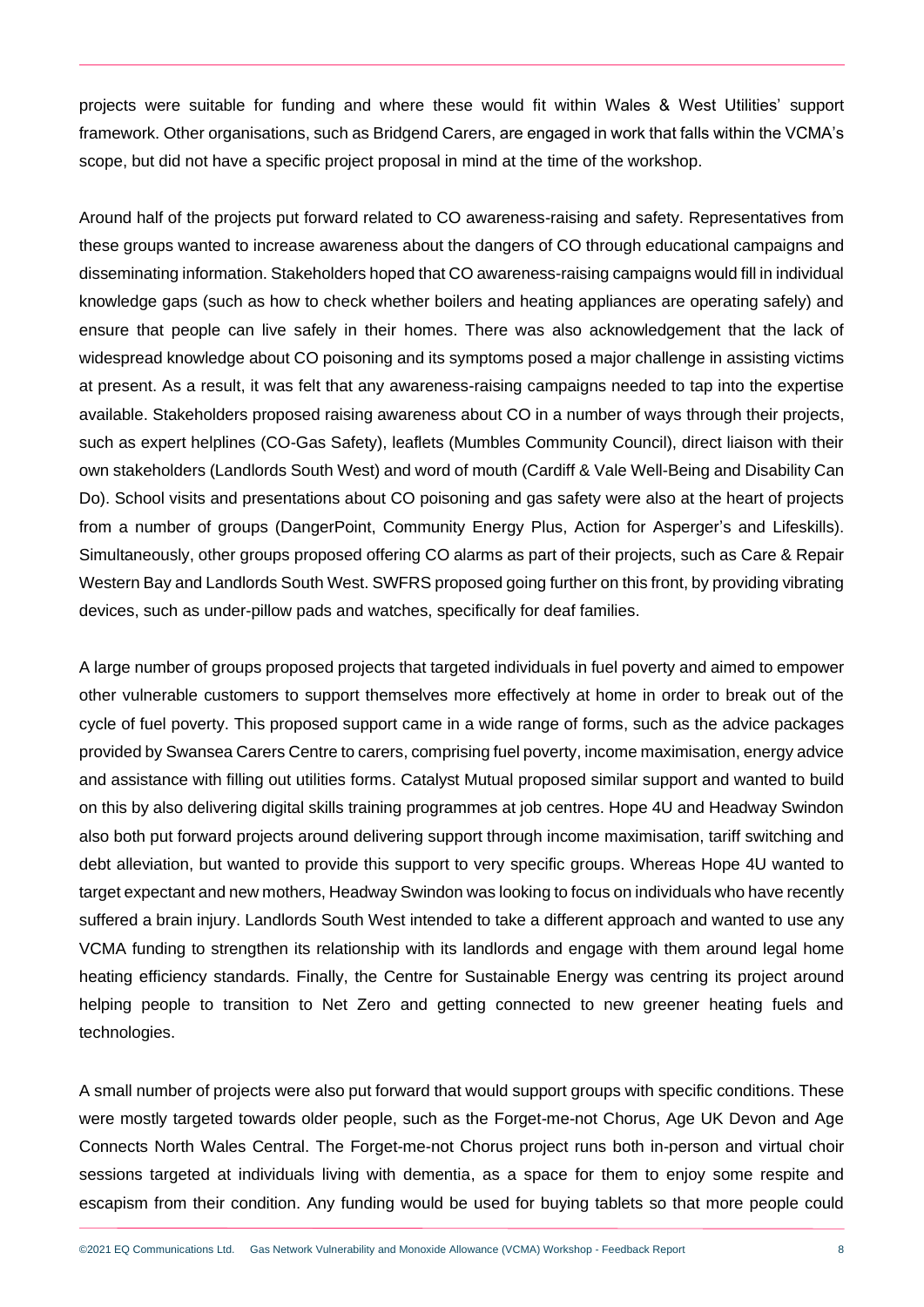projects were suitable for funding and where these would fit within Wales & West Utilities' support framework. Other organisations, such as Bridgend Carers, are engaged in work that falls within the VCMA's scope, but did not have a specific project proposal in mind at the time of the workshop.

Around half of the projects put forward related to CO awareness-raising and safety. Representatives from these groups wanted to increase awareness about the dangers of CO through educational campaigns and disseminating information. Stakeholders hoped that CO awareness-raising campaigns would fill in individual knowledge gaps (such as how to check whether boilers and heating appliances are operating safely) and ensure that people can live safely in their homes. There was also acknowledgement that the lack of widespread knowledge about CO poisoning and its symptoms posed a major challenge in assisting victims at present. As a result, it was felt that any awareness-raising campaigns needed to tap into the expertise available. Stakeholders proposed raising awareness about CO in a number of ways through their projects, such as expert helplines (CO-Gas Safety), leaflets (Mumbles Community Council), direct liaison with their own stakeholders (Landlords South West) and word of mouth (Cardiff & Vale Well-Being and Disability Can Do). School visits and presentations about CO poisoning and gas safety were also at the heart of projects from a number of groups (DangerPoint, Community Energy Plus, Action for Asperger's and Lifeskills). Simultaneously, other groups proposed offering CO alarms as part of their projects, such as Care & Repair Western Bay and Landlords South West. SWFRS proposed going further on this front, by providing vibrating devices, such as under-pillow pads and watches, specifically for deaf families.

A large number of groups proposed projects that targeted individuals in fuel poverty and aimed to empower other vulnerable customers to support themselves more effectively at home in order to break out of the cycle of fuel poverty. This proposed support came in a wide range of forms, such as the advice packages provided by Swansea Carers Centre to carers, comprising fuel poverty, income maximisation, energy advice and assistance with filling out utilities forms. Catalyst Mutual proposed similar support and wanted to build on this by also delivering digital skills training programmes at job centres. Hope 4U and Headway Swindon also both put forward projects around delivering support through income maximisation, tariff switching and debt alleviation, but wanted to provide this support to very specific groups. Whereas Hope 4U wanted to target expectant and new mothers, Headway Swindon was looking to focus on individuals who have recently suffered a brain injury. Landlords South West intended to take a different approach and wanted to use any VCMA funding to strengthen its relationship with its landlords and engage with them around legal home heating efficiency standards. Finally, the Centre for Sustainable Energy was centring its project around helping people to transition to Net Zero and getting connected to new greener heating fuels and technologies.

A small number of projects were also put forward that would support groups with specific conditions. These were mostly targeted towards older people, such as the Forget-me-not Chorus, Age UK Devon and Age Connects North Wales Central. The Forget-me-not Chorus project runs both in-person and virtual choir sessions targeted at individuals living with dementia, as a space for them to enjoy some respite and escapism from their condition. Any funding would be used for buying tablets so that more people could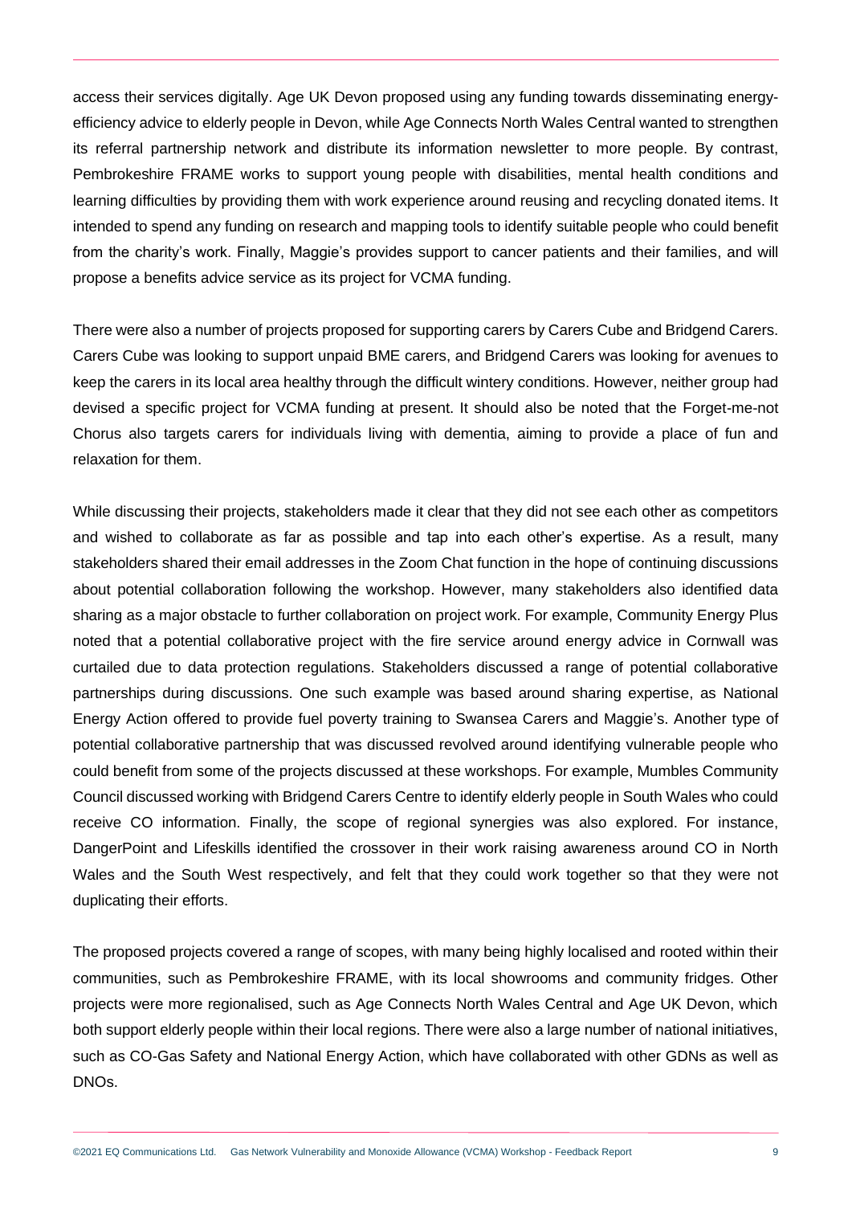access their services digitally. Age UK Devon proposed using any funding towards disseminating energy-efficiency advice to elderly people in Devon, while Age Connects North Wales Central wanted to strengthen its referral partnership network and distribute its information newsletter to more people. By contrast, Pembrokeshire FRAME works to support young people with disabilities, mental health conditions and learning difficulties by providing them with work experience around reusing and recycling donated items. It intended to spend any funding on research and mapping tools to identify suitable people who could benefit from the charity's work. Finally, Maggie's provides support to cancer patients and their families, and will propose a benefits advice service as its project for VCMA funding.

There were also a number of projects proposed for supporting carers by Carers Cube and Bridgend Carers. Carers Cube was looking to support unpaid BME carers, and Bridgend Carers was looking for avenues to keep the carers in its local area healthy through the difficult wintery conditions. However, neither group had devised a specific project for VCMA funding at present. It should also be noted that the Forget-me-not Chorus also targets carers for individuals living with dementia, aiming to provide a place of fun and relaxation for them.

While discussing their projects, stakeholders made it clear that they did not see each other as competitors and wished to collaborate as far as possible and tap into each other's expertise. As a result, many stakeholders shared their email addresses in the Zoom Chat function in the hope of continuing discussions about potential collaboration following the workshop. However, many stakeholders also identified data sharing as a major obstacle to further collaboration on project work. For example, Community Energy Plus noted that a potential collaborative project with the fire service around energy advice in Cornwall was curtailed due to data protection regulations. Stakeholders discussed a range of potential collaborative partnerships during discussions. One such example was based around sharing expertise, as National Energy Action offered to provide fuel poverty training to Swansea Carers and Maggie's. Another type of potential collaborative partnership that was discussed revolved around identifying vulnerable people who could benefit from some of the projects discussed at these workshops. For example, Mumbles Community Council discussed working with Bridgend Carers Centre to identify elderly people in South Wales who could receive CO information. Finally, the scope of regional synergies was also explored. For instance, DangerPoint and Lifeskills identified the crossover in their work raising awareness around CO in North Wales and the South West respectively, and felt that they could work together so that they were not duplicating their efforts.

The proposed projects covered a range of scopes, with many being highly localised and rooted within their communities, such as Pembrokeshire FRAME, with its local showrooms and community fridges. Other projects were more regionalised, such as Age Connects North Wales Central and Age UK Devon, which both support elderly people within their local regions. There were also a large number of national initiatives, such as CO-Gas Safety and National Energy Action, which have collaborated with other GDNs as well as DNOs.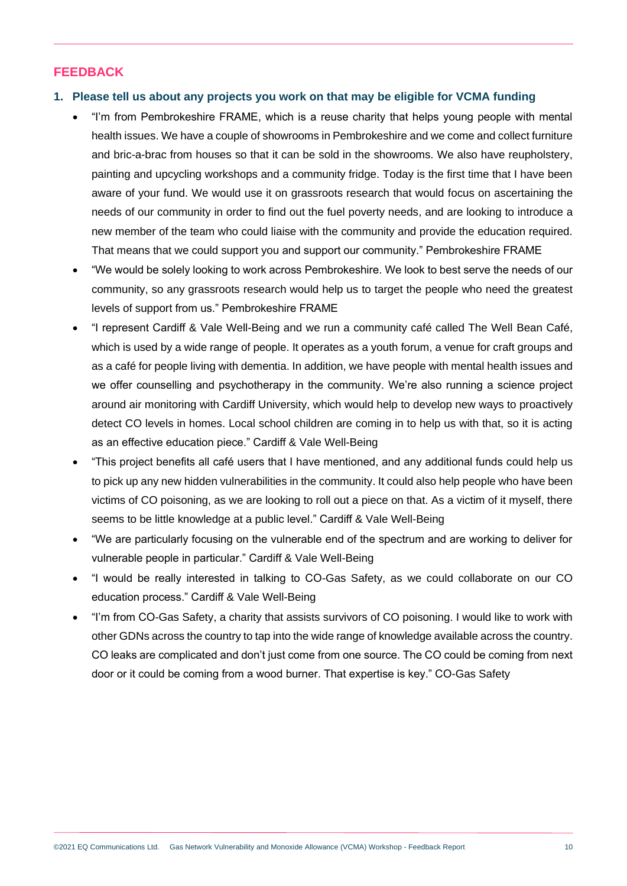## FEEDBACK

### 1. Please tell us about any projects you work on that may be eligible for VCMA funding

- "I'm from Pembrokeshire FRAME, which is a reuse charity that helps young people with mental health issues. We have a couple of showrooms in Pembrokeshire and we come and collect furniture and bric-a-brac from houses so that it can be sold in the showrooms. We also have reupholstery, painting and upcycling workshops and a community fridge. Today is the first time that I have been aware of your fund. We would use it on grassroots research that would focus on ascertaining the needs of our community in order to find out the fuel poverty needs, and are looking to introduce a new member of the team who could liaise with the community and provide the education required. That means that we could support you and support our community." Pembrokeshire FRAME
- "We would be solely looking to work across Pembrokeshire. We look to best serve the needs of our community, so any grassroots research would help us to target the people who need the greatest levels of support from us." Pembrokeshire FRAME
- "I represent Cardiff & Vale Well-Being and we run a community café called The Well Bean Café, which is used by a wide range of people. It operates as a youth forum, a venue for craft groups and as a café for people living with dementia. In addition, we have people with mental health issues and we offer counselling and psychotherapy in the community. We're also running a science project around air monitoring with Cardiff University, which would help to develop new ways to proactively detect CO levels in homes. Local school children are coming in to help us with that, so it is acting as an effective education piece." Cardiff & Vale Well-Being
- "This project benefits all café users that I have mentioned, and any additional funds could help us to pick up any new hidden vulnerabilities in the community. It could also help people who have been victims of CO poisoning, as we are looking to roll out a piece on that. As a victim of it myself, there seems to be little knowledge at a public level." Cardiff & Vale Well-Being
- "We are particularly focusing on the vulnerable end of the spectrum and are working to deliver for vulnerable people in particular." Cardiff & Vale Well-Being
- "I would be really interested in talking to CO-Gas Safety, as we could collaborate on our CO education process." Cardiff & Vale Well-Being
- "I'm from CO-Gas Safety, a charity that assists survivors of CO poisoning. I would like to work with other GDNs across the country to tap into the wide range of knowledge available across the country. CO leaks are complicated and don't just come from one source. The CO could be coming from next door or it could be coming from a wood burner. That expertise is key." CO-Gas Safety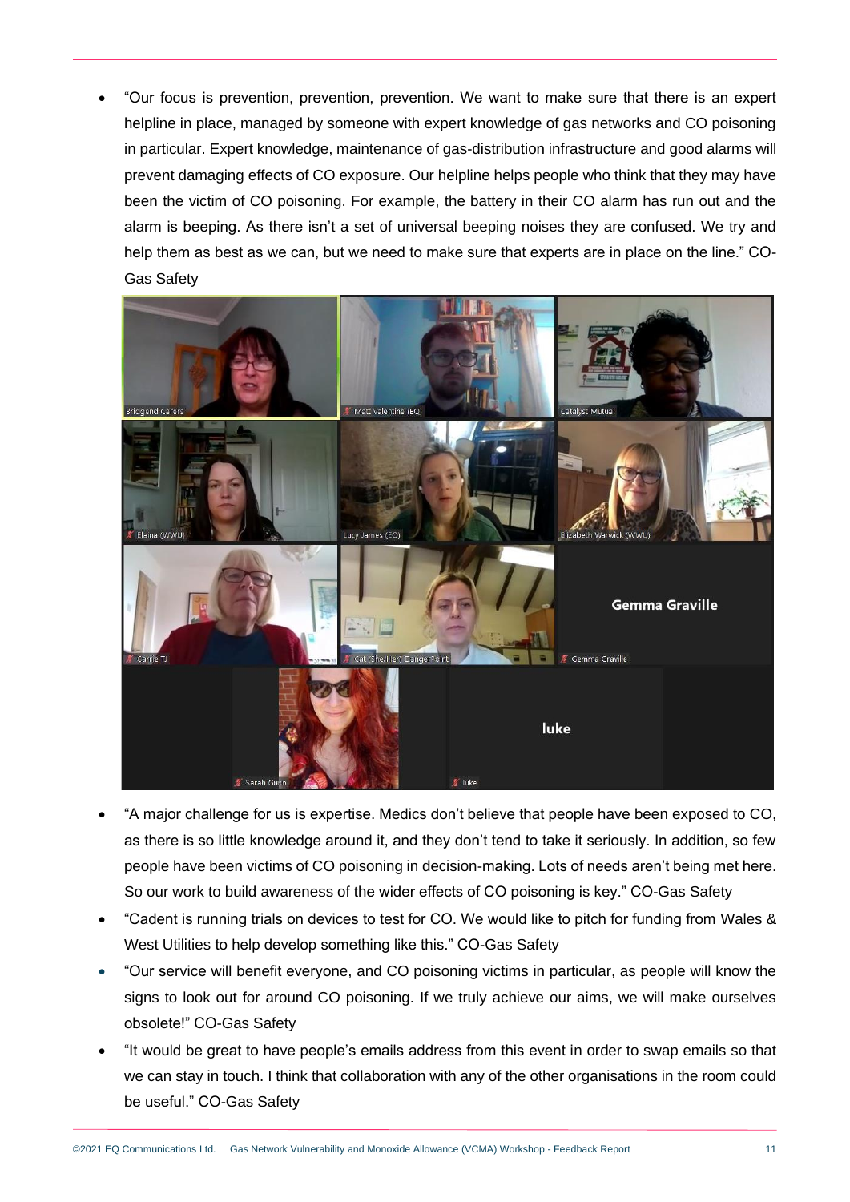- "Our focus is prevention, prevention, prevention. We want to make sure that there is an expert helpline in place, managed by someone with expert knowledge of gas networks and CO poisoning in particular. Expert knowledge, maintenance of gas-distribution infrastructure and good alarms will prevent damaging effects of CO exposure. Our helpline helps people who think that they may have been the victim of CO poisoning. For example, the battery in their CO alarm has run out and the alarm is beeping. As there isn't a set of universal beeping noises they are confused. We try and help them as best as we can, but we need to make sure that experts are in place on the line." CO-Gas Safety

- "A major challenge for us is expertise. Medics don't believe that people have been exposed to CO, as there is so little knowledge around it, and they don't tend to take it seriously. In addition, so few people have been victims of CO poisoning in decision-making. Lots of needs aren't being met here. So our work to build awareness of the wider effects of CO poisoning is key." CO-Gas Safety
- "Cadent is running trials on devices to test for CO. We would like to pitch for funding from Wales & West Utilities to help develop something like this." CO-Gas Safety
- "Our service will benefit everyone, and CO poisoning victims in particular, as people will know the signs to look out for around CO poisoning. If we truly achieve our aims, we will make ourselves obsolete!" CO-Gas Safety
- "It would be great to have people's emails address from this event in order to swap emails so that we can stay in touch. I think that collaboration with any of the other organisations in the room could be useful." CO-Gas Safety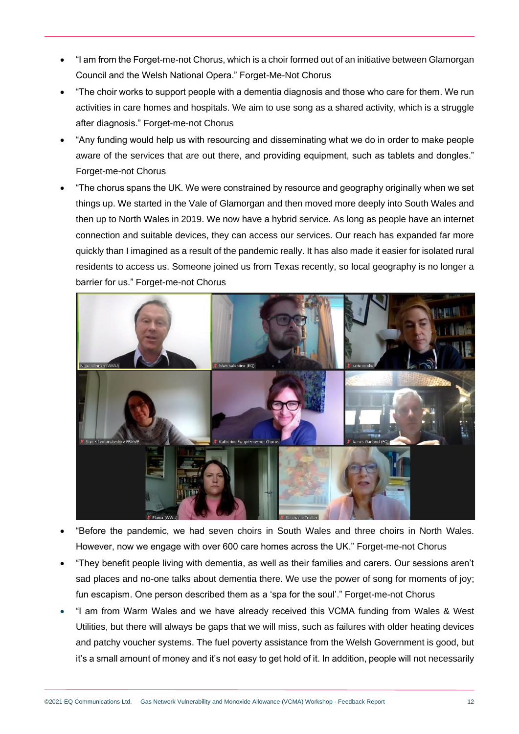- "I am from the Forget-me-not Chorus, which is a choir formed out of an initiative between Glamorgan Council and the Welsh National Opera." Forget-Me-Not Chorus
- "The choir works to support people with a dementia diagnosis and those who care for them. We run activities in care homes and hospitals. We aim to use song as a shared activity, which is a struggle after diagnosis." Forget-me-not Chorus
- "Any funding would help us with resourcing and disseminating what we do in order to make people aware of the services that are out there, and providing equipment, such as tablets and dongles." Forget-me-not Chorus
- "The chorus spans the UK. We were constrained by resource and geography originally when we set things up. We started in the Vale of Glamorgan and then moved more deeply into South Wales and then up to North Wales in 2019. We now have a hybrid service. As long as people have an internet connection and suitable devices, they can access our services. Our reach has expanded far more quickly than I imagined as a result of the pandemic really. It has also made it easier for isolated rural residents to access us. Someone joined us from Texas recently, so local geography is no longer a barrier for us." Forget-me-not Chorus
- "Before the pandemic, we had seven choirs in South Wales and three choirs in North Wales. However, now we engage with over 600 care homes across the UK." Forget-me-not Chorus
- "They benefit people living with dementia, as well as their families and carers. Our sessions aren't sad places and no-one talks about dementia there. We use the power of song for moments of joy; fun escapism. One person described them as a 'spa for the soul'." Forget-me-not Chorus
- "I am from Warm Wales and we have already received this VCMA funding from Wales & West Utilities, but there will always be gaps that we will miss, such as failures with older heating devices and patchy voucher systems. The fuel poverty assistance from the Welsh Government is good, but it's a small amount of money and it's not easy to get hold of it. In addition, people will not necessarily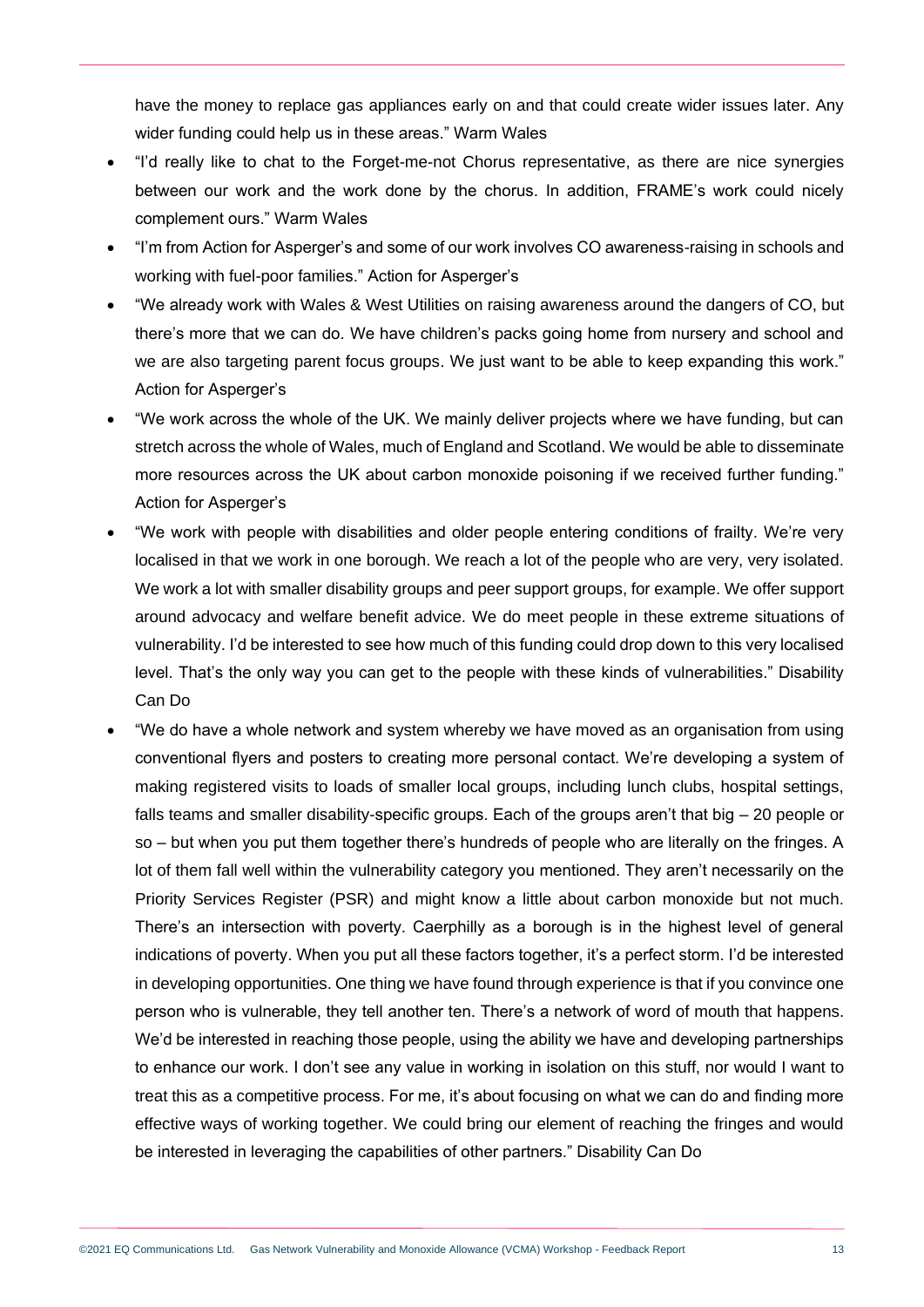have the money to replace gas appliances early on and that could create wider issues later. Any wider funding could help us in these areas." Warm Wales

- "I'd really like to chat to the Forget-me-not Chorus representative, as there are nice synergies between our work and the work done by the chorus. In addition, FRAME's work could nicely complement ours." Warm Wales
- "I'm from Action for Asperger's and some of our work involves CO awareness-raising in schools and working with fuel-poor families." Action for Asperger's
- "We already work with Wales & West Utilities on raising awareness around the dangers of CO, but there's more that we can do. We have children's packs going home from nursery and school and we are also targeting parent focus groups. We just want to be able to keep expanding this work." Action for Asperger's
- "We work across the whole of the UK. We mainly deliver projects where we have funding, but can stretch across the whole of Wales, much of England and Scotland. We would be able to disseminate more resources across the UK about carbon monoxide poisoning if we received further funding." Action for Asperger's
- "We work with people with disabilities and older people entering conditions of frailty. We're very localised in that we work in one borough. We reach a lot of the people who are very, very isolated. We work a lot with smaller disability groups and peer support groups, for example. We offer support around advocacy and welfare benefit advice. We do meet people in these extreme situations of vulnerability. I'd be interested to see how much of this funding could drop down to this very localised level. That's the only way you can get to the people with these kinds of vulnerabilities." Disability Can Do
- "We do have a whole network and system whereby we have moved as an organisation from using conventional flyers and posters to creating more personal contact. We're developing a system of making registered visits to loads of smaller local groups, including lunch clubs, hospital settings, falls teams and smaller disability-specific groups. Each of the groups aren't that big – 20 people or so – but when you put them together there's hundreds of people who are literally on the fringes. A lot of them fall well within the vulnerability category you mentioned. They aren't necessarily on the Priority Services Register (PSR) and might know a little about carbon monoxide but not much. There's an intersection with poverty. Caerphilly as a borough is in the highest level of general indications of poverty. When you put all these factors together, it's a perfect storm. I'd be interested in developing opportunities. One thing we have found through experience is that if you convince one person who is vulnerable, they tell another ten. There's a network of word of mouth that happens. We'd be interested in reaching those people, using the ability we have and developing partnerships to enhance our work. I don't see any value in working in isolation on this stuff, nor would I want to treat this as a competitive process. For me, it's about focusing on what we can do and finding more effective ways of working together. We could bring our element of reaching the fringes and would be interested in leveraging the capabilities of other partners." Disability Can Do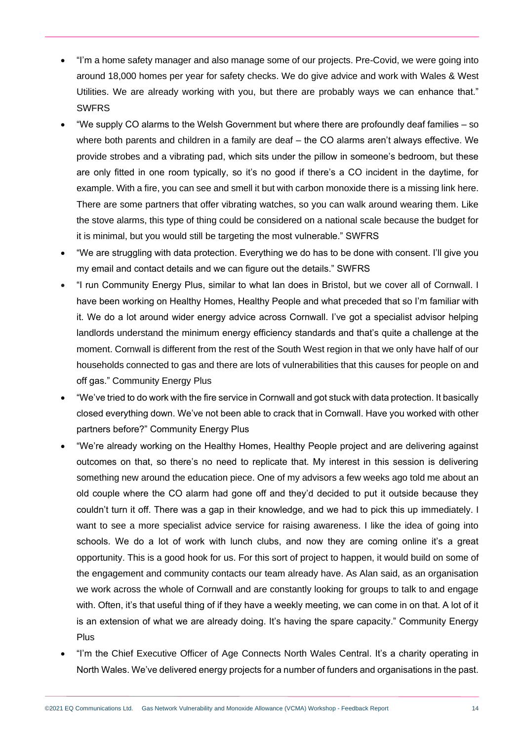- "I'm a home safety manager and also manage some of our projects. Pre-Covid, we were going into around 18,000 homes per year for safety checks. We do give advice and work with Wales & West Utilities. We are already working with you, but there are probably ways we can enhance that." SWFRS
- "We supply CO alarms to the Welsh Government but where there are profoundly deaf families – so where both parents and children in a family are deaf – the CO alarms aren't always effective. We provide strobes and a vibrating pad, which sits under the pillow in someone's bedroom, but these are only fitted in one room typically, so it's no good if there's a CO incident in the daytime, for example. With a fire, you can see and smell it but with carbon monoxide there is a missing link here. There are some partners that offer vibrating watches, so you can walk around wearing them. Like the stove alarms, this type of thing could be considered on a national scale because the budget for it is minimal, but you would still be targeting the most vulnerable." SWFRS
- "We are struggling with data protection. Everything we do has to be done with consent. I'll give you my email and contact details and we can figure out the details." SWFRS
- "I run Community Energy Plus, similar to what Ian does in Bristol, but we cover all of Cornwall. I have been working on Healthy Homes, Healthy People and what preceded that so I'm familiar with it. We do a lot around wider energy advice across Cornwall. I've got a specialist advisor helping landlords understand the minimum energy efficiency standards and that's quite a challenge at the moment. Cornwall is different from the rest of the South West region in that we only have half of our households connected to gas and there are lots of vulnerabilities that this causes for people on and off gas." Community Energy Plus
- "We've tried to do work with the fire service in Cornwall and got stuck with data protection. It basically closed everything down. We've not been able to crack that in Cornwall. Have you worked with other partners before?" Community Energy Plus
- "We're already working on the Healthy Homes, Healthy People project and are delivering against outcomes on that, so there's no need to replicate that. My interest in this session is delivering something new around the education piece. One of my advisors a few weeks ago told me about an old couple where the CO alarm had gone off and they'd decided to put it outside because they couldn't turn it off. There was a gap in their knowledge, and we had to pick this up immediately. I want to see a more specialist advice service for raising awareness. I like the idea of going into schools. We do a lot of work with lunch clubs, and now they are coming online it's a great opportunity. This is a good hook for us. For this sort of project to happen, it would build on some of the engagement and community contacts our team already have. As Alan said, as an organisation we work across the whole of Cornwall and are constantly looking for groups to talk to and engage with. Often, it's that useful thing of if they have a weekly meeting, we can come in on that. A lot of it is an extension of what we are already doing. It's having the spare capacity." Community Energy Plus
- "I'm the Chief Executive Officer of Age Connects North Wales Central. It's a charity operating in North Wales. We've delivered energy projects for a number of funders and organisations in the past.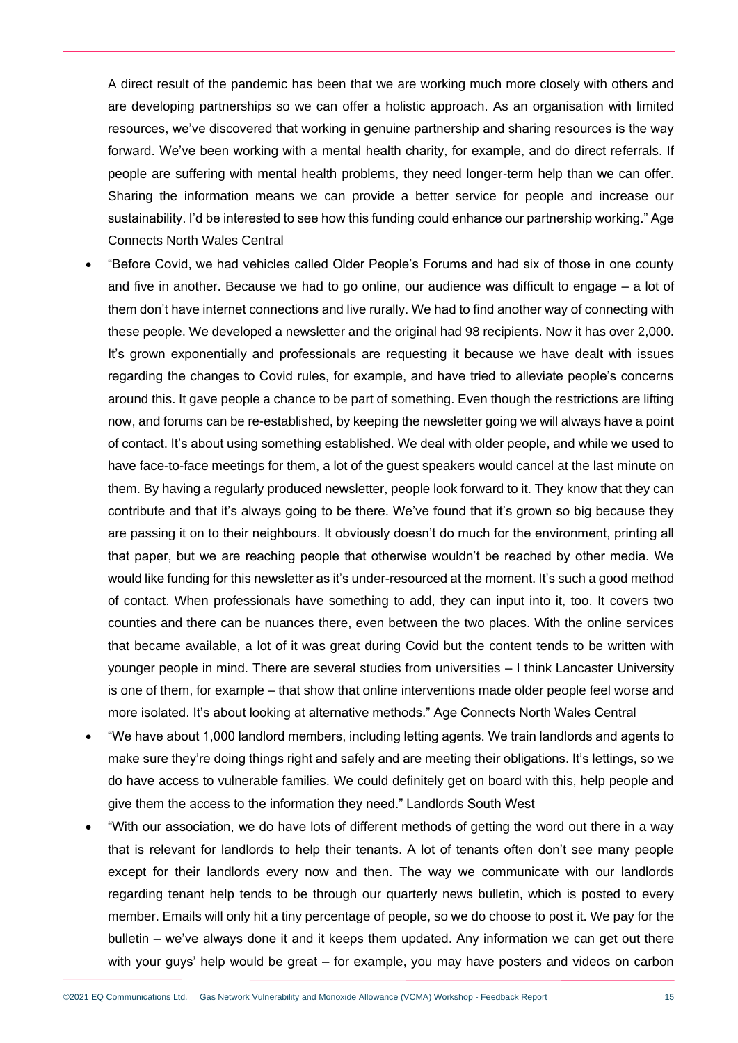A direct result of the pandemic has been that we are working much more closely with others and are developing partnerships so we can offer a holistic approach. As an organisation with limited resources, we've discovered that working in genuine partnership and sharing resources is the way forward. We've been working with a mental health charity, for example, and do direct referrals. If people are suffering with mental health problems, they need longer-term help than we can offer. Sharing the information means we can provide a better service for people and increase our sustainability. I'd be interested to see how this funding could enhance our partnership working." Age Connects North Wales Central

- "Before Covid, we had vehicles called Older People's Forums and had six of those in one county and five in another. Because we had to go online, our audience was difficult to engage – a lot of them don't have internet connections and live rurally. We had to find another way of connecting with these people. We developed a newsletter and the original had 98 recipients. Now it has over 2,000. It's grown exponentially and professionals are requesting it because we have dealt with issues regarding the changes to Covid rules, for example, and have tried to alleviate people's concerns around this. It gave people a chance to be part of something. Even though the restrictions are lifting now, and forums can be re-established, by keeping the newsletter going we will always have a point of contact. It's about using something established. We deal with older people, and while we used to have face-to-face meetings for them, a lot of the guest speakers would cancel at the last minute on them. By having a regularly produced newsletter, people look forward to it. They know that they can contribute and that it's always going to be there. We've found that it's grown so big because they are passing it on to their neighbours. It obviously doesn't do much for the environment, printing all that paper, but we are reaching people that otherwise wouldn't be reached by other media. We would like funding for this newsletter as it's under-resourced at the moment. It's such a good method of contact. When professionals have something to add, they can input into it, too. It covers two counties and there can be nuances there, even between the two places. With the online services that became available, a lot of it was great during Covid but the content tends to be written with younger people in mind. There are several studies from universities – I think Lancaster University is one of them, for example – that show that online interventions made older people feel worse and more isolated. It's about looking at alternative methods." Age Connects North Wales Central
- "We have about 1,000 landlord members, including letting agents. We train landlords and agents to make sure they're doing things right and safely and are meeting their obligations. It's lettings, so we do have access to vulnerable families. We could definitely get on board with this, help people and give them the access to the information they need." Landlords South West
- "With our association, we do have lots of different methods of getting the word out there in a way that is relevant for landlords to help their tenants. A lot of tenants often don't see many people except for their landlords every now and then. The way we communicate with our landlords regarding tenant help tends to be through our quarterly news bulletin, which is posted to every member. Emails will only hit a tiny percentage of people, so we do choose to post it. We pay for the bulletin – we've always done it and it keeps them updated. Any information we can get out there with your guys' help would be great – for example, you may have posters and videos on carbon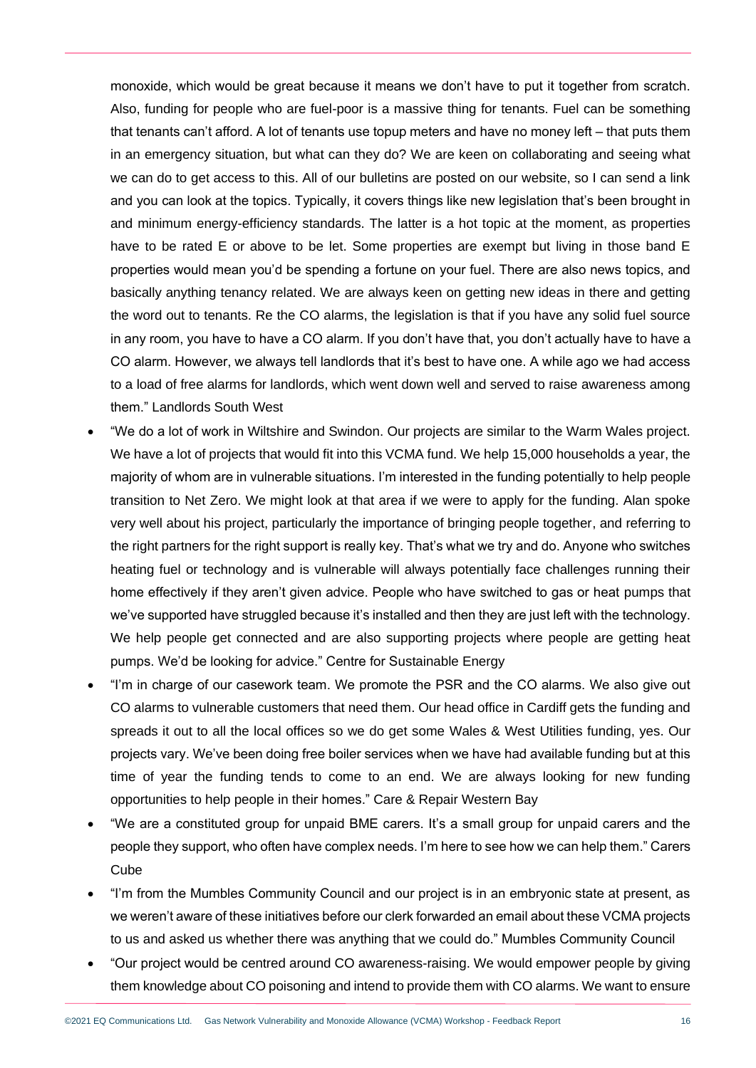monoxide, which would be great because it means we don't have to put it together from scratch. Also, funding for people who are fuel-poor is a massive thing for tenants. Fuel can be something that tenants can't afford. A lot of tenants use topup meters and have no money left – that puts them in an emergency situation, but what can they do? We are keen on collaborating and seeing what we can do to get access to this. All of our bulletins are posted on our website, so I can send a link and you can look at the topics. Typically, it covers things like new legislation that's been brought in and minimum energy-efficiency standards. The latter is a hot topic at the moment, as properties have to be rated E or above to be let. Some properties are exempt but living in those band E properties would mean you'd be spending a fortune on your fuel. There are also news topics, and basically anything tenancy related. We are always keen on getting new ideas in there and getting the word out to tenants. Re the CO alarms, the legislation is that if you have any solid fuel source in any room, you have to have a CO alarm. If you don't have that, you don't actually have to have a CO alarm. However, we always tell landlords that it's best to have one. A while ago we had access to a load of free alarms for landlords, which went down well and served to raise awareness among them." Landlords South West

- "We do a lot of work in Wiltshire and Swindon. Our projects are similar to the Warm Wales project. We have a lot of projects that would fit into this VCMA fund. We help 15,000 households a year, the majority of whom are in vulnerable situations. I'm interested in the funding potentially to help people transition to Net Zero. We might look at that area if we were to apply for the funding. Alan spoke very well about his project, particularly the importance of bringing people together, and referring to the right partners for the right support is really key. That's what we try and do. Anyone who switches heating fuel or technology and is vulnerable will always potentially face challenges running their home effectively if they aren't given advice. People who have switched to gas or heat pumps that we've supported have struggled because it's installed and then they are just left with the technology. We help people get connected and are also supporting projects where people are getting heat pumps. We'd be looking for advice." Centre for Sustainable Energy
- "I'm in charge of our casework team. We promote the PSR and the CO alarms. We also give out CO alarms to vulnerable customers that need them. Our head office in Cardiff gets the funding and spreads it out to all the local offices so we do get some Wales & West Utilities funding, yes. Our projects vary. We've been doing free boiler services when we have had available funding but at this time of year the funding tends to come to an end. We are always looking for new funding opportunities to help people in their homes." Care & Repair Western Bay
- "We are a constituted group for unpaid BME carers. It's a small group for unpaid carers and the people they support, who often have complex needs. I'm here to see how we can help them." Carers Cube
- "I'm from the Mumbles Community Council and our project is in an embryonic state at present, as we weren't aware of these initiatives before our clerk forwarded an email about these VCMA projects to us and asked us whether there was anything that we could do." Mumbles Community Council
- "Our project would be centred around CO awareness-raising. We would empower people by giving them knowledge about CO poisoning and intend to provide them with CO alarms. We want to ensure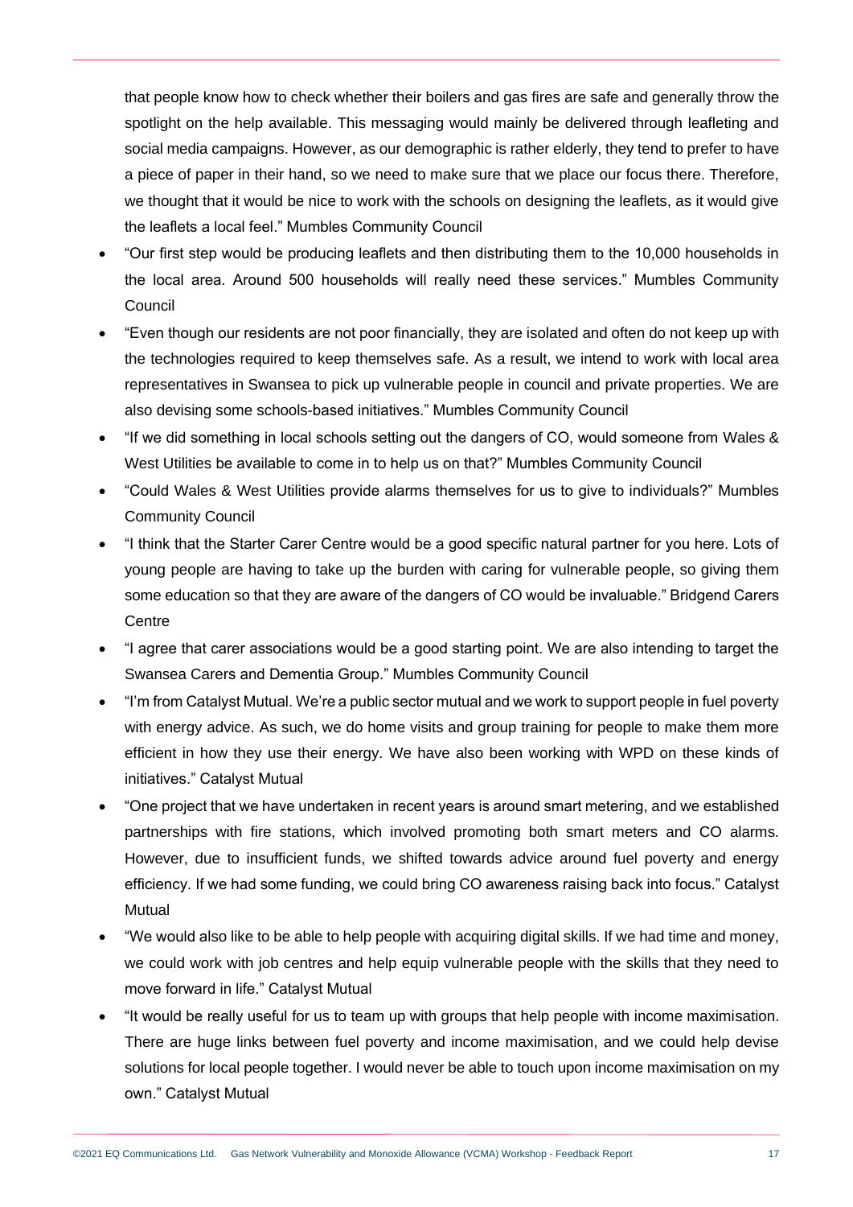that people know how to check whether their boilers and gas fires are safe and generally throw the spotlight on the help available. This messaging would mainly be delivered through leafleting and social media campaigns. However, as our demographic is rather elderly, they tend to prefer to have a piece of paper in their hand, so we need to make sure that we place our focus there. Therefore, we thought that it would be nice to work with the schools on designing the leaflets, as it would give the leaflets a local feel." Mumbles Community Council

- "Our first step would be producing leaflets and then distributing them to the 10,000 households in the local area. Around 500 households will really need these services." Mumbles Community Council
- "Even though our residents are not poor financially, they are isolated and often do not keep up with the technologies required to keep themselves safe. As a result, we intend to work with local area representatives in Swansea to pick up vulnerable people in council and private properties. We are also devising some schools-based initiatives." Mumbles Community Council
- "If we did something in local schools setting out the dangers of CO, would someone from Wales & West Utilities be available to come in to help us on that?" Mumbles Community Council
- "Could Wales & West Utilities provide alarms themselves for us to give to individuals?" Mumbles Community Council
- "I think that the Starter Carer Centre would be a good specific natural partner for you here. Lots of young people are having to take up the burden with caring for vulnerable people, so giving them some education so that they are aware of the dangers of CO would be invaluable." Bridgend Carers Centre
- "I agree that carer associations would be a good starting point. We are also intending to target the Swansea Carers and Dementia Group." Mumbles Community Council
- "I'm from Catalyst Mutual. We're a public sector mutual and we work to support people in fuel poverty with energy advice. As such, we do home visits and group training for people to make them more efficient in how they use their energy. We have also been working with WPD on these kinds of initiatives." Catalyst Mutual
- "One project that we have undertaken in recent years is around smart metering, and we established partnerships with fire stations, which involved promoting both smart meters and CO alarms. However, due to insufficient funds, we shifted towards advice around fuel poverty and energy efficiency. If we had some funding, we could bring CO awareness raising back into focus." Catalyst Mutual
- "We would also like to be able to help people with acquiring digital skills. If we had time and money, we could work with job centres and help equip vulnerable people with the skills that they need to move forward in life." Catalyst Mutual
- "It would be really useful for us to team up with groups that help people with income maximisation. There are huge links between fuel poverty and income maximisation, and we could help devise solutions for local people together. I would never be able to touch upon income maximisation on my own." Catalyst Mutual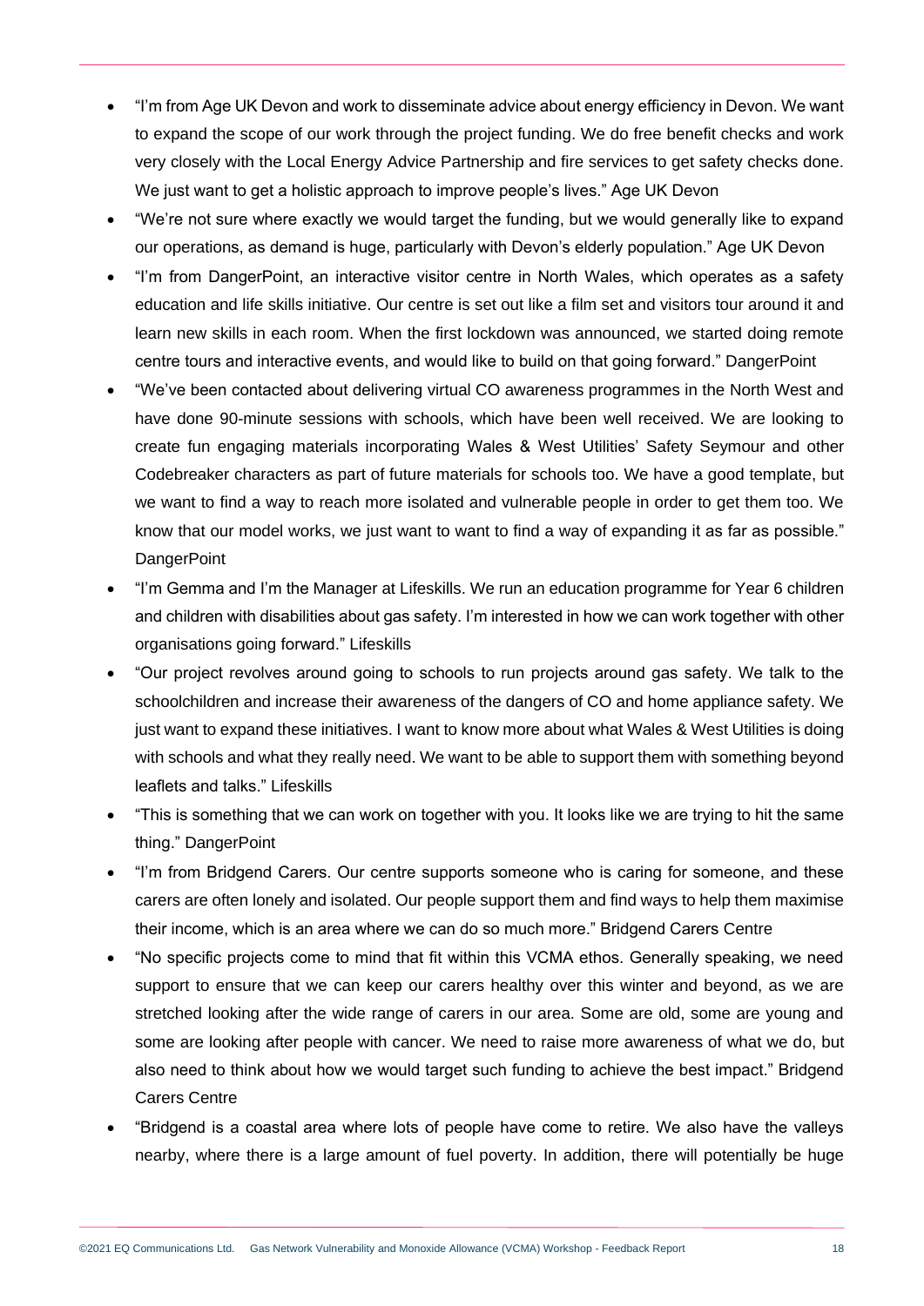- "I'm from Age UK Devon and work to disseminate advice about energy efficiency in Devon. We want to expand the scope of our work through the project funding. We do free benefit checks and work very closely with the Local Energy Advice Partnership and fire services to get safety checks done. We just want to get a holistic approach to improve people's lives." Age UK Devon
- "We're not sure where exactly we would target the funding, but we would generally like to expand our operations, as demand is huge, particularly with Devon's elderly population." Age UK Devon
- "I'm from DangerPoint, an interactive visitor centre in North Wales, which operates as a safety education and life skills initiative. Our centre is set out like a film set and visitors tour around it and learn new skills in each room. When the first lockdown was announced, we started doing remote centre tours and interactive events, and would like to build on that going forward." DangerPoint
- "We've been contacted about delivering virtual CO awareness programmes in the North West and have done 90-minute sessions with schools, which have been well received. We are looking to create fun engaging materials incorporating Wales & West Utilities' Safety Seymour and other Codebreaker characters as part of future materials for schools too. We have a good template, but we want to find a way to reach more isolated and vulnerable people in order to get them too. We know that our model works, we just want to want to find a way of expanding it as far as possible." DangerPoint
- "I'm Gemma and I'm the Manager at Lifeskills. We run an education programme for Year 6 children and children with disabilities about gas safety. I'm interested in how we can work together with other organisations going forward." Lifeskills
- "Our project revolves around going to schools to run projects around gas safety. We talk to the schoolchildren and increase their awareness of the dangers of CO and home appliance safety. We just want to expand these initiatives. I want to know more about what Wales & West Utilities is doing with schools and what they really need. We want to be able to support them with something beyond leaflets and talks." Lifeskills
- "This is something that we can work on together with you. It looks like we are trying to hit the same thing." DangerPoint
- "I'm from Bridgend Carers. Our centre supports someone who is caring for someone, and these carers are often lonely and isolated. Our people support them and find ways to help them maximise their income, which is an area where we can do so much more." Bridgend Carers Centre
- "No specific projects come to mind that fit within this VCMA ethos. Generally speaking, we need support to ensure that we can keep our carers healthy over this winter and beyond, as we are stretched looking after the wide range of carers in our area. Some are old, some are young and some are looking after people with cancer. We need to raise more awareness of what we do, but also need to think about how we would target such funding to achieve the best impact." Bridgend Carers Centre
- "Bridgend is a coastal area where lots of people have come to retire. We also have the valleys nearby, where there is a large amount of fuel poverty. In addition, there will potentially be huge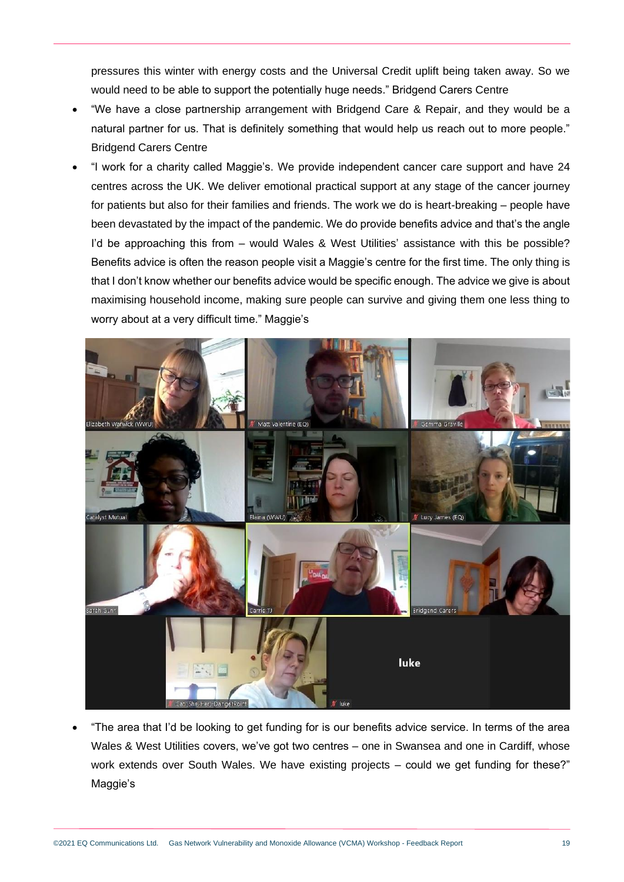pressures this winter with energy costs and the Universal Credit uplift being taken away. So we would need to be able to support the potentially huge needs." Bridgend Carers Centre

- "We have a close partnership arrangement with Bridgend Care & Repair, and they would be a natural partner for us. That is definitely something that would help us reach out to more people." Bridgend Carers Centre
- "I work for a charity called Maggie's. We provide independent cancer care support and have 24 centres across the UK. We deliver emotional practical support at any stage of the cancer journey for patients but also for their families and friends. The work we do is heart-breaking – people have been devastated by the impact of the pandemic. We do provide benefits advice and that's the angle I'd be approaching this from – would Wales & West Utilities' assistance with this be possible? Benefits advice is often the reason people visit a Maggie's centre for the first time. The only thing is that I don't know whether our benefits advice would be specific enough. The advice we give is about maximising household income, making sure people can survive and giving them one less thing to worry about at a very difficult time." Maggie's

- "The area that I'd be looking to get funding for is our benefits advice service. In terms of the area Wales & West Utilities covers, we've got two centres – one in Swansea and one in Cardiff, whose work extends over South Wales. We have existing projects – could we get funding for these?" Maggie's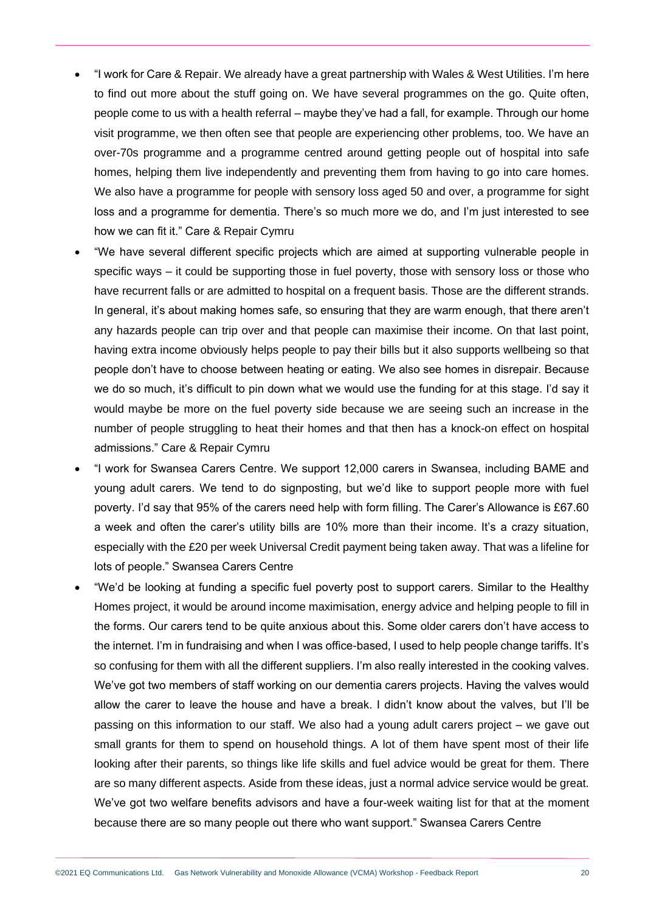- "I work for Care & Repair. We already have a great partnership with Wales & West Utilities. I'm here to find out more about the stuff going on. We have several programmes on the go. Quite often, people come to us with a health referral – maybe they've had a fall, for example. Through our home visit programme, we then often see that people are experiencing other problems, too. We have an over-70s programme and a programme centred around getting people out of hospital into safe homes, helping them live independently and preventing them from having to go into care homes. We also have a programme for people with sensory loss aged 50 and over, a programme for sight loss and a programme for dementia. There's so much more we do, and I'm just interested to see how we can fit it." Care & Repair Cymru
- "We have several different specific projects which are aimed at supporting vulnerable people in specific ways – it could be supporting those in fuel poverty, those with sensory loss or those who have recurrent falls or are admitted to hospital on a frequent basis. Those are the different strands. In general, it's about making homes safe, so ensuring that they are warm enough, that there aren't any hazards people can trip over and that people can maximise their income. On that last point, having extra income obviously helps people to pay their bills but it also supports wellbeing so that people don't have to choose between heating or eating. We also see homes in disrepair. Because we do so much, it's difficult to pin down what we would use the funding for at this stage. I'd say it would maybe be more on the fuel poverty side because we are seeing such an increase in the number of people struggling to heat their homes and that then has a knock-on effect on hospital admissions." Care & Repair Cymru
- "I work for Swansea Carers Centre. We support 12,000 carers in Swansea, including BAME and young adult carers. We tend to do signposting, but we'd like to support people more with fuel poverty. I'd say that 95% of the carers need help with form filling. The Carer's Allowance is £67.60 a week and often the carer's utility bills are 10% more than their income. It's a crazy situation, especially with the £20 per week Universal Credit payment being taken away. That was a lifeline for lots of people." Swansea Carers Centre
- "We'd be looking at funding a specific fuel poverty post to support carers. Similar to the Healthy Homes project, it would be around income maximisation, energy advice and helping people to fill in the forms. Our carers tend to be quite anxious about this. Some older carers don't have access to the internet. I'm in fundraising and when I was office-based, I used to help people change tariffs. It's so confusing for them with all the different suppliers. I'm also really interested in the cooking valves. We've got two members of staff working on our dementia carers projects. Having the valves would allow the carer to leave the house and have a break. I didn't know about the valves, but I'll be passing on this information to our staff. We also had a young adult carers project – we gave out small grants for them to spend on household things. A lot of them have spent most of their life looking after their parents, so things like life skills and fuel advice would be great for them. There are so many different aspects. Aside from these ideas, just a normal advice service would be great. We've got two welfare benefits advisors and have a four-week waiting list for that at the moment because there are so many people out there who want support." Swansea Carers Centre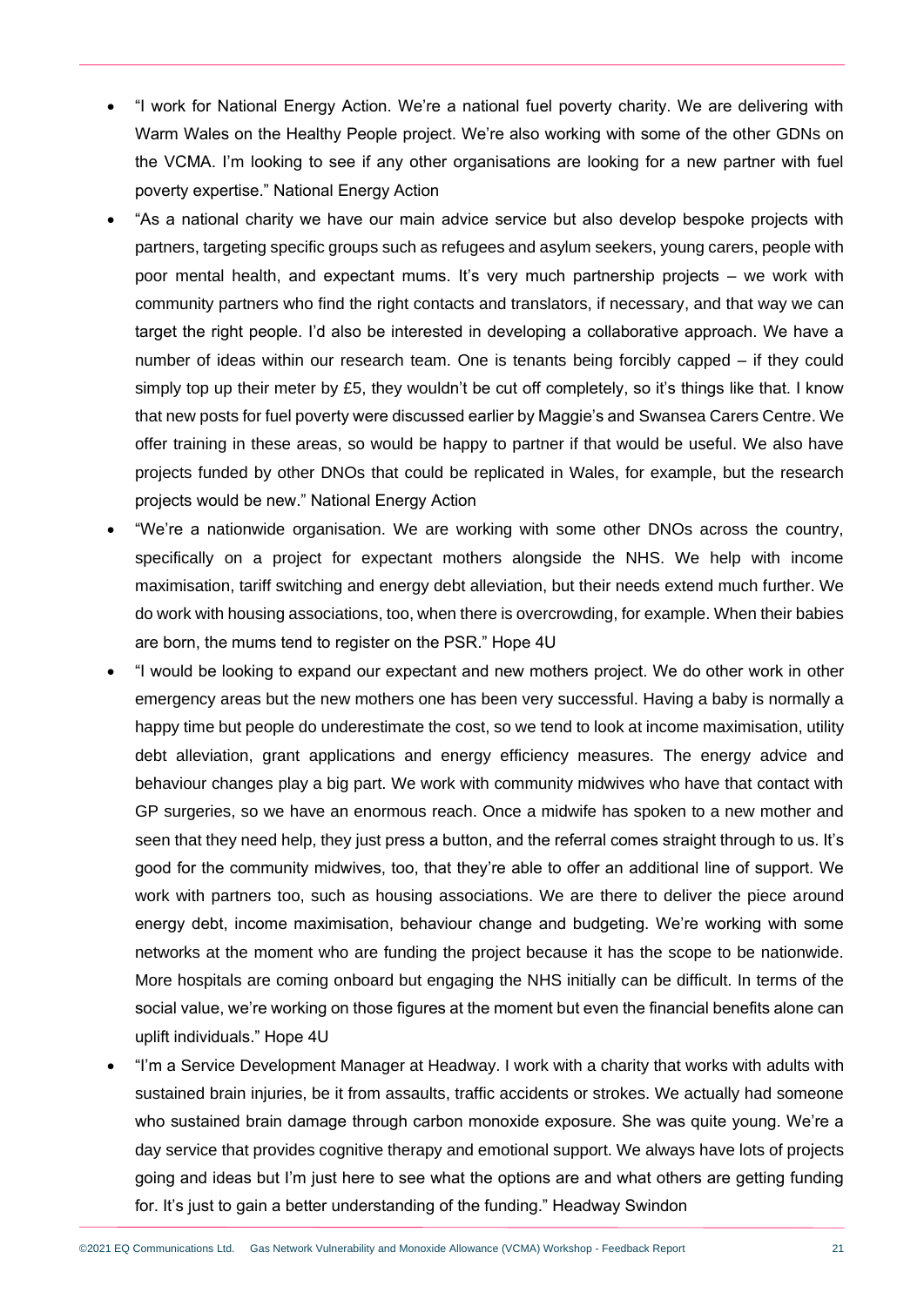- "I work for National Energy Action. We're a national fuel poverty charity. We are delivering with Warm Wales on the Healthy People project. We're also working with some of the other GDNs on the VCMA. I'm looking to see if any other organisations are looking for a new partner with fuel poverty expertise." National Energy Action
- "As a national charity we have our main advice service but also develop bespoke projects with partners, targeting specific groups such as refugees and asylum seekers, young carers, people with poor mental health, and expectant mums. It's very much partnership projects – we work with community partners who find the right contacts and translators, if necessary, and that way we can target the right people. I'd also be interested in developing a collaborative approach. We have a number of ideas within our research team. One is tenants being forcibly capped – if they could simply top up their meter by £5, they wouldn't be cut off completely, so it's things like that. I know that new posts for fuel poverty were discussed earlier by Maggie's and Swansea Carers Centre. We offer training in these areas, so would be happy to partner if that would be useful. We also have projects funded by other DNOs that could be replicated in Wales, for example, but the research projects would be new." National Energy Action
- "We're a nationwide organisation. We are working with some other DNOs across the country, specifically on a project for expectant mothers alongside the NHS. We help with income maximisation, tariff switching and energy debt alleviation, but their needs extend much further. We do work with housing associations, too, when there is overcrowding, for example. When their babies are born, the mums tend to register on the PSR." Hope 4U
- "I would be looking to expand our expectant and new mothers project. We do other work in other emergency areas but the new mothers one has been very successful. Having a baby is normally a happy time but people do underestimate the cost, so we tend to look at income maximisation, utility debt alleviation, grant applications and energy efficiency measures. The energy advice and behaviour changes play a big part. We work with community midwives who have that contact with GP surgeries, so we have an enormous reach. Once a midwife has spoken to a new mother and seen that they need help, they just press a button, and the referral comes straight through to us. It's good for the community midwives, too, that they're able to offer an additional line of support. We work with partners too, such as housing associations. We are there to deliver the piece around energy debt, income maximisation, behaviour change and budgeting. We're working with some networks at the moment who are funding the project because it has the scope to be nationwide. More hospitals are coming onboard but engaging the NHS initially can be difficult. In terms of the social value, we're working on those figures at the moment but even the financial benefits alone can uplift individuals." Hope 4U
- "I'm a Service Development Manager at Headway. I work with a charity that works with adults with sustained brain injuries, be it from assaults, traffic accidents or strokes. We actually had someone who sustained brain damage through carbon monoxide exposure. She was quite young. We're a day service that provides cognitive therapy and emotional support. We always have lots of projects going and ideas but I'm just here to see what the options are and what others are getting funding for. It's just to gain a better understanding of the funding." Headway Swindon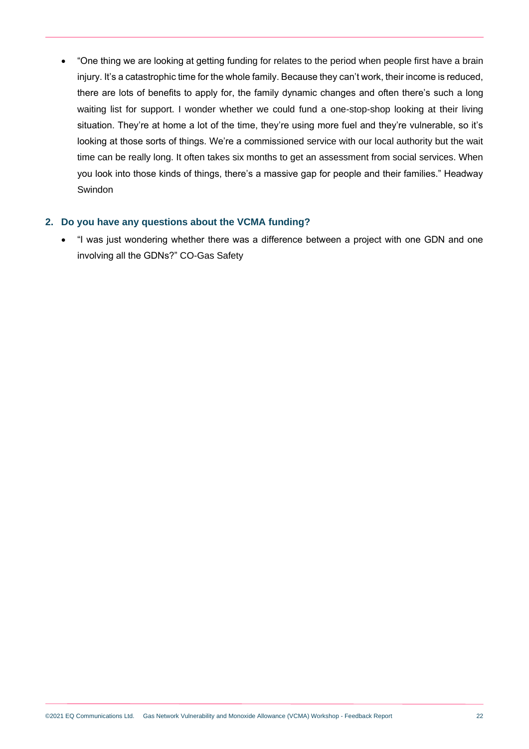- "One thing we are looking at getting funding for relates to the period when people first have a brain injury. It's a catastrophic time for the whole family. Because they can't work, their income is reduced, there are lots of benefits to apply for, the family dynamic changes and often there's such a long waiting list for support. I wonder whether we could fund a one-stop-shop looking at their living situation. They're at home a lot of the time, they're using more fuel and they're vulnerable, so it's looking at those sorts of things. We're a commissioned service with our local authority but the wait time can be really long. It often takes six months to get an assessment from social services. When you look into those kinds of things, there's a massive gap for people and their families." Headway Swindon

### 2. Do you have any questions about the VCMA funding?

- "I was just wondering whether there was a difference between a project with one GDN and one involving all the GDNs?" CO-Gas Safety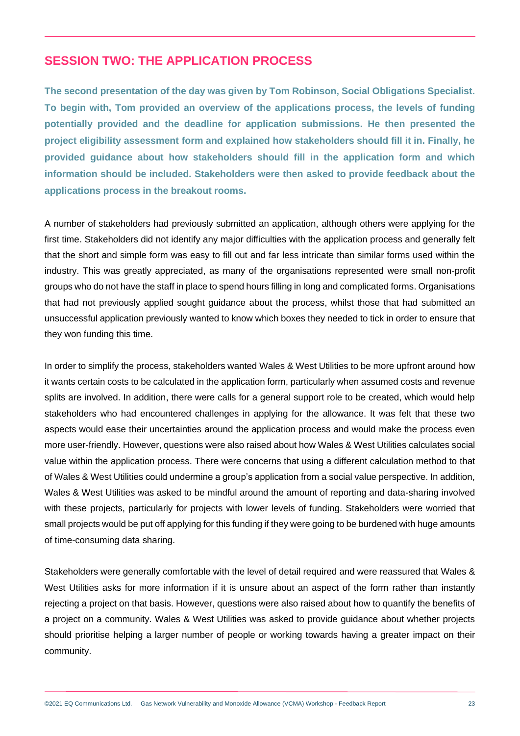## SESSION TWO: THE APPLICATION PROCESS

**The second presentation of the day was given by Tom Robinson, Social Obligations Specialist. To begin with, Tom provided an overview of the applications process, the levels of funding potentially provided and the deadline for application submissions. He then presented the project eligibility assessment form and explained how stakeholders should fill it in. Finally, he provided guidance about how stakeholders should fill in the application form and which information should be included. Stakeholders were then asked to provide feedback about the applications process in the breakout rooms.**

A number of stakeholders had previously submitted an application, although others were applying for the first time. Stakeholders did not identify any major difficulties with the application process and generally felt that the short and simple form was easy to fill out and far less intricate than similar forms used within the industry. This was greatly appreciated, as many of the organisations represented were small non-profit groups who do not have the staff in place to spend hours filling in long and complicated forms. Organisations that had not previously applied sought guidance about the process, whilst those that had submitted an unsuccessful application previously wanted to know which boxes they needed to tick in order to ensure that they won funding this time.

In order to simplify the process, stakeholders wanted Wales & West Utilities to be more upfront around how it wants certain costs to be calculated in the application form, particularly when assumed costs and revenue splits are involved. In addition, there were calls for a general support role to be created, which would help stakeholders who had encountered challenges in applying for the allowance. It was felt that these two aspects would ease their uncertainties around the application process and would make the process even more user-friendly. However, questions were also raised about how Wales & West Utilities calculates social value within the application process. There were concerns that using a different calculation method to that of Wales & West Utilities could undermine a group's application from a social value perspective. In addition, Wales & West Utilities was asked to be mindful around the amount of reporting and data-sharing involved with these projects, particularly for projects with lower levels of funding. Stakeholders were worried that small projects would be put off applying for this funding if they were going to be burdened with huge amounts of time-consuming data sharing.

Stakeholders were generally comfortable with the level of detail required and were reassured that Wales & West Utilities asks for more information if it is unsure about an aspect of the form rather than instantly rejecting a project on that basis. However, questions were also raised about how to quantify the benefits of a project on a community. Wales & West Utilities was asked to provide guidance about whether projects should prioritise helping a larger number of people or working towards having a greater impact on their community.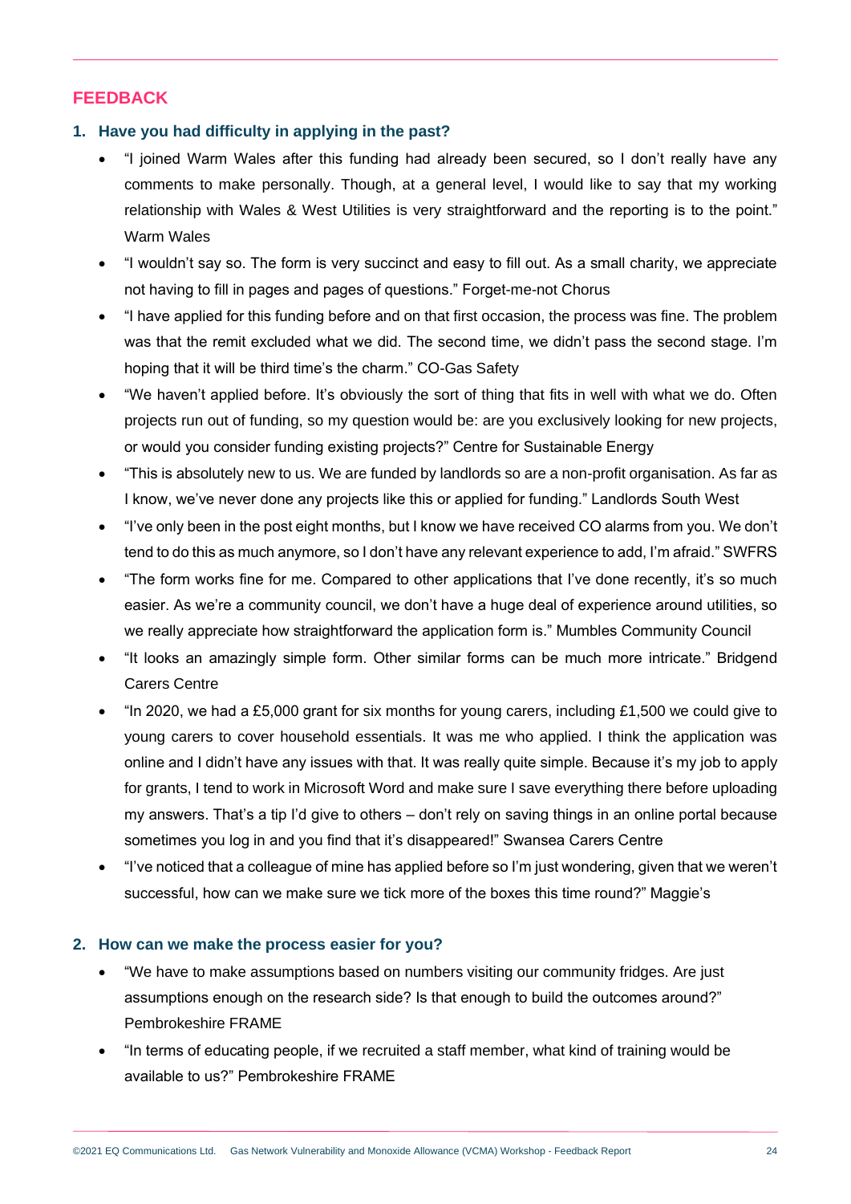## FEEDBACK

### 1. Have you had difficulty in applying in the past?

- "I joined Warm Wales after this funding had already been secured, so I don't really have any comments to make personally. Though, at a general level, I would like to say that my working relationship with Wales & West Utilities is very straightforward and the reporting is to the point." Warm Wales
- "I wouldn't say so. The form is very succinct and easy to fill out. As a small charity, we appreciate not having to fill in pages and pages of questions." Forget-me-not Chorus
- "I have applied for this funding before and on that first occasion, the process was fine. The problem was that the remit excluded what we did. The second time, we didn't pass the second stage. I'm hoping that it will be third time's the charm." CO-Gas Safety
- "We haven't applied before. It's obviously the sort of thing that fits in well with what we do. Often projects run out of funding, so my question would be: are you exclusively looking for new projects, or would you consider funding existing projects?" Centre for Sustainable Energy
- "This is absolutely new to us. We are funded by landlords so are a non-profit organisation. As far as I know, we've never done any projects like this or applied for funding." Landlords South West
- "I've only been in the post eight months, but I know we have received CO alarms from you. We don't tend to do this as much anymore, so I don't have any relevant experience to add, I'm afraid." SWFRS
- "The form works fine for me. Compared to other applications that I've done recently, it's so much easier. As we're a community council, we don't have a huge deal of experience around utilities, so we really appreciate how straightforward the application form is." Mumbles Community Council
- "It looks an amazingly simple form. Other similar forms can be much more intricate." Bridgend Carers Centre
- "In 2020, we had a £5,000 grant for six months for young carers, including £1,500 we could give to young carers to cover household essentials. It was me who applied. I think the application was online and I didn't have any issues with that. It was really quite simple. Because it's my job to apply for grants, I tend to work in Microsoft Word and make sure I save everything there before uploading my answers. That's a tip I'd give to others – don't rely on saving things in an online portal because sometimes you log in and you find that it's disappeared!" Swansea Carers Centre
- "I've noticed that a colleague of mine has applied before so I'm just wondering, given that we weren't successful, how can we make sure we tick more of the boxes this time round?" Maggie's

### 2. How can we make the process easier for you?

- "We have to make assumptions based on numbers visiting our community fridges. Are just assumptions enough on the research side? Is that enough to build the outcomes around?" Pembrokeshire FRAME
- "In terms of educating people, if we recruited a staff member, what kind of training would be available to us?" Pembrokeshire FRAME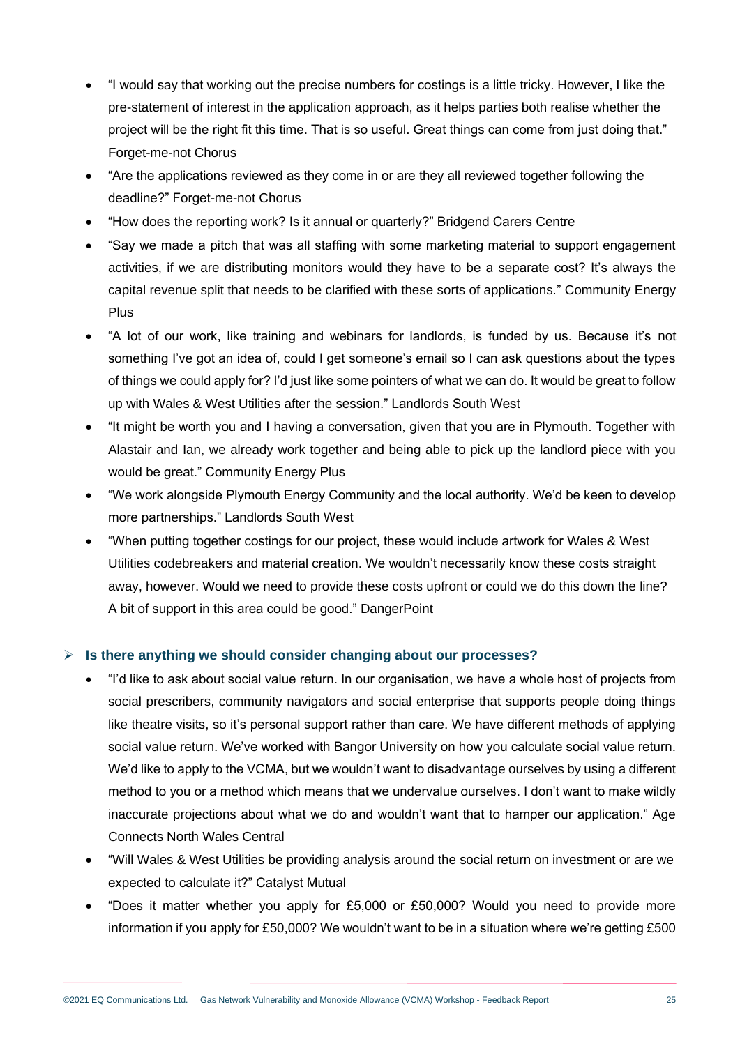- "I would say that working out the precise numbers for costings is a little tricky. However, I like the pre-statement of interest in the application approach, as it helps parties both realise whether the project will be the right fit this time. That is so useful. Great things can come from just doing that." Forget-me-not Chorus
- "Are the applications reviewed as they come in or are they all reviewed together following the deadline?" Forget-me-not Chorus
- "How does the reporting work? Is it annual or quarterly?" Bridgend Carers Centre
- "Say we made a pitch that was all staffing with some marketing material to support engagement activities, if we are distributing monitors would they have to be a separate cost? It's always the capital revenue split that needs to be clarified with these sorts of applications." Community Energy Plus
- "A lot of our work, like training and webinars for landlords, is funded by us. Because it's not something I've got an idea of, could I get someone's email so I can ask questions about the types of things we could apply for? I'd just like some pointers of what we can do. It would be great to follow up with Wales & West Utilities after the session." Landlords South West
- "It might be worth you and I having a conversation, given that you are in Plymouth. Together with Alastair and Ian, we already work together and being able to pick up the landlord piece with you would be great." Community Energy Plus
- "We work alongside Plymouth Energy Community and the local authority. We'd be keen to develop more partnerships." Landlords South West
- "When putting together costings for our project, these would include artwork for Wales & West Utilities codebreakers and material creation. We wouldn't necessarily know these costs straight away, however. Would we need to provide these costs upfront or could we do this down the line? A bit of support in this area could be good." DangerPoint

### Is there anything we should consider changing about our processes?

- "I'd like to ask about social value return. In our organisation, we have a whole host of projects from social prescribers, community navigators and social enterprise that supports people doing things like theatre visits, so it's personal support rather than care. We have different methods of applying social value return. We've worked with Bangor University on how you calculate social value return. We'd like to apply to the VCMA, but we wouldn't want to disadvantage ourselves by using a different method to you or a method which means that we undervalue ourselves. I don't want to make wildly inaccurate projections about what we do and wouldn't want that to hamper our application." Age Connects North Wales Central
- "Will Wales & West Utilities be providing analysis around the social return on investment or are we expected to calculate it?" Catalyst Mutual
- "Does it matter whether you apply for £5,000 or £50,000? Would you need to provide more information if you apply for £50,000? We wouldn't want to be in a situation where we're getting £500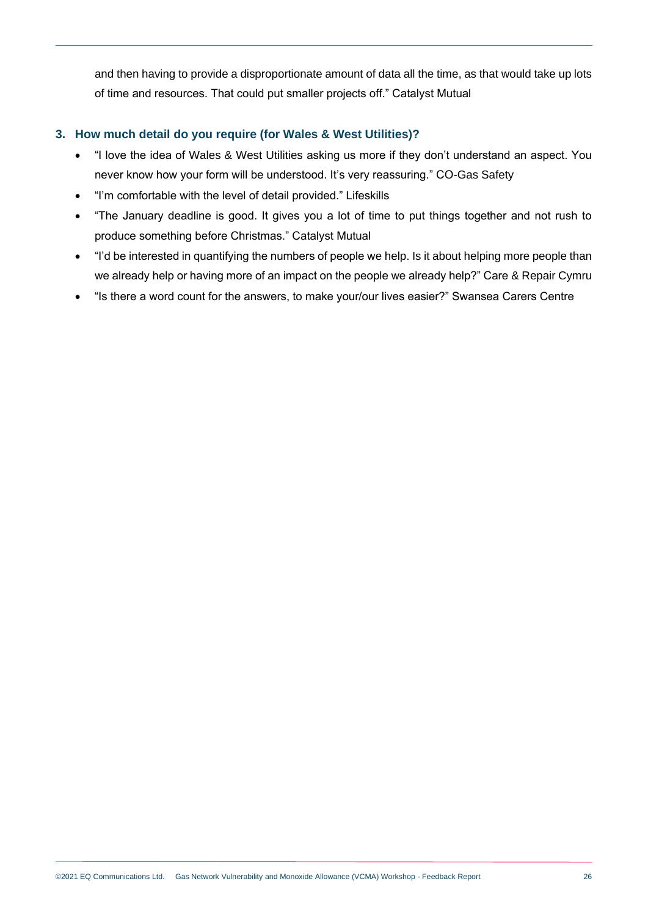and then having to provide a disproportionate amount of data all the time, as that would take up lots of time and resources. That could put smaller projects off." Catalyst Mutual

### 3. How much detail do you require (for Wales & West Utilities)?

- "I love the idea of Wales & West Utilities asking us more if they don't understand an aspect. You never know how your form will be understood. It's very reassuring." CO-Gas Safety
- "I'm comfortable with the level of detail provided." Lifeskills
- "The January deadline is good. It gives you a lot of time to put things together and not rush to produce something before Christmas." Catalyst Mutual
- "I'd be interested in quantifying the numbers of people we help. Is it about helping more people than we already help or having more of an impact on the people we already help?" Care & Repair Cymru
- "Is there a word count for the answers, to make your/our lives easier?" Swansea Carers Centre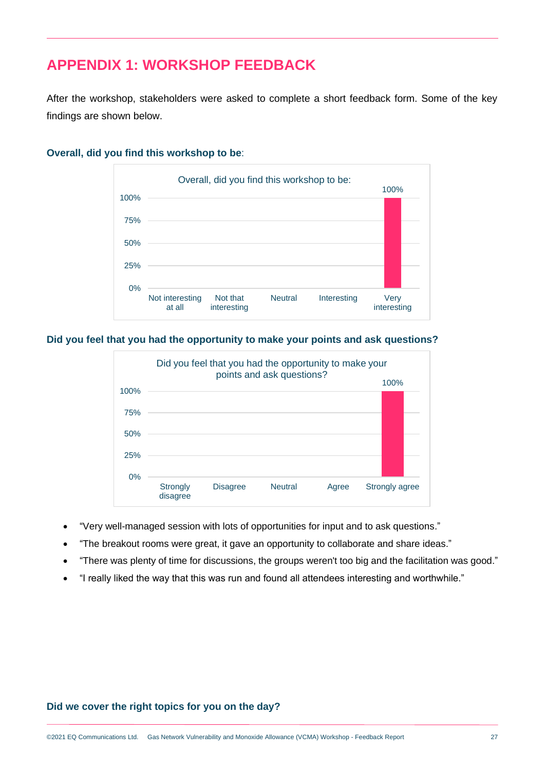# APPENDIX 1: WORKSHOP FEEDBACK

After the workshop, stakeholders were asked to complete a short feedback form. Some of the key findings are shown below.

**Overall, did you find this workshop to be**:

Overall, did you find this workshop to be:

| Response | Percentage |
|---|---|
| Not interesting at all | 0% |
| Not that interesting | 0% |
| Neutral | 0% |
| Interesting | 0% |
| Very interesting | 100% |

**Did you feel that you had the opportunity to make your points and ask questions?**

Did you feel that you had the opportunity to make your points and ask questions?

| Response | Percentage |
|---|---|
| Strongly disagree | 0% |
| Disagree | 0% |
| Neutral | 0% |
| Agree | 0% |
| Strongly agree | 100% |

- "Very well-managed session with lots of opportunities for input and to ask questions."
- "The breakout rooms were great, it gave an opportunity to collaborate and share ideas."
- "There was plenty of time for discussions, the groups weren't too big and the facilitation was good."
- "I really liked the way that this was run and found all attendees interesting and worthwhile."

**Did we cover the right topics for you on the day?**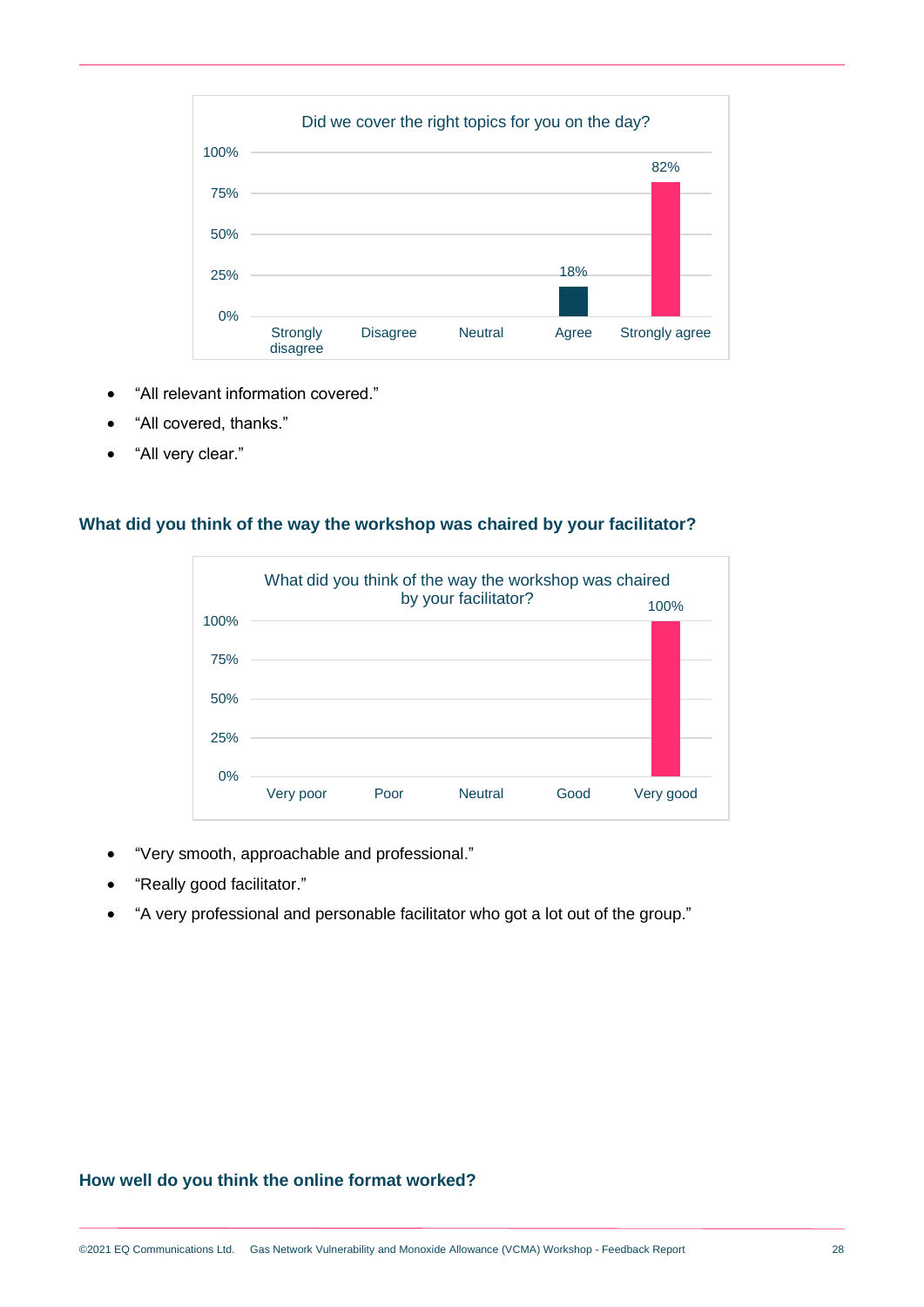Did we cover the right topics for you on the day?

| Response | % |
|---|---|
| Strongly disagree | |
| Disagree | |
| Neutral | |
| Agree | 18% |
| Strongly agree | 82% |

- "All relevant information covered."
- "All covered, thanks."
- "All very clear."

### What did you think of the way the workshop was chaired by your facilitator?

What did you think of the way the workshop was chaired by your facilitator?

| Response | % |
|---|---|
| Very poor | |
| Poor | |
| Neutral | |
| Good | |
| Very good | 100% |

- "Very smooth, approachable and professional."
- "Really good facilitator."
- "A very professional and personable facilitator who got a lot out of the group."

### How well do you think the online format worked?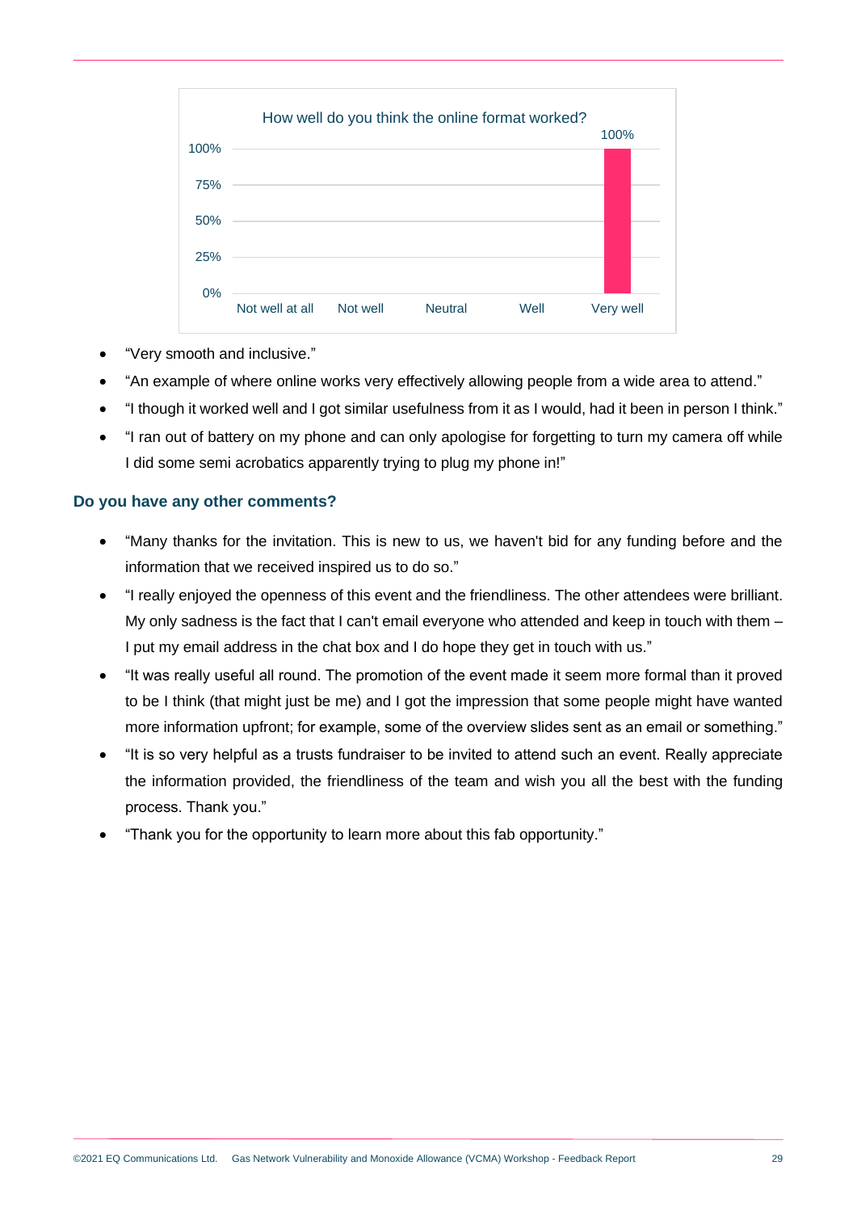How well do you think the online format worked?

| Response | Percentage |
|---|---|
| Not well at all | |
| Not well | |
| Neutral | |
| Well | |
| Very well | 100% |

- "Very smooth and inclusive."
- "An example of where online works very effectively allowing people from a wide area to attend."
- "I though it worked well and I got similar usefulness from it as I would, had it been in person I think."
- "I ran out of battery on my phone and can only apologise for forgetting to turn my camera off while I did some semi acrobatics apparently trying to plug my phone in!"

### Do you have any other comments?

- "Many thanks for the invitation. This is new to us, we haven't bid for any funding before and the information that we received inspired us to do so."
- "I really enjoyed the openness of this event and the friendliness. The other attendees were brilliant. My only sadness is the fact that I can't email everyone who attended and keep in touch with them – I put my email address in the chat box and I do hope they get in touch with us."
- "It was really useful all round. The promotion of the event made it seem more formal than it proved to be I think (that might just be me) and I got the impression that some people might have wanted more information upfront; for example, some of the overview slides sent as an email or something."
- "It is so very helpful as a trusts fundraiser to be invited to attend such an event. Really appreciate the information provided, the friendliness of the team and wish you all the best with the funding process. Thank you."
- "Thank you for the opportunity to learn more about this fab opportunity."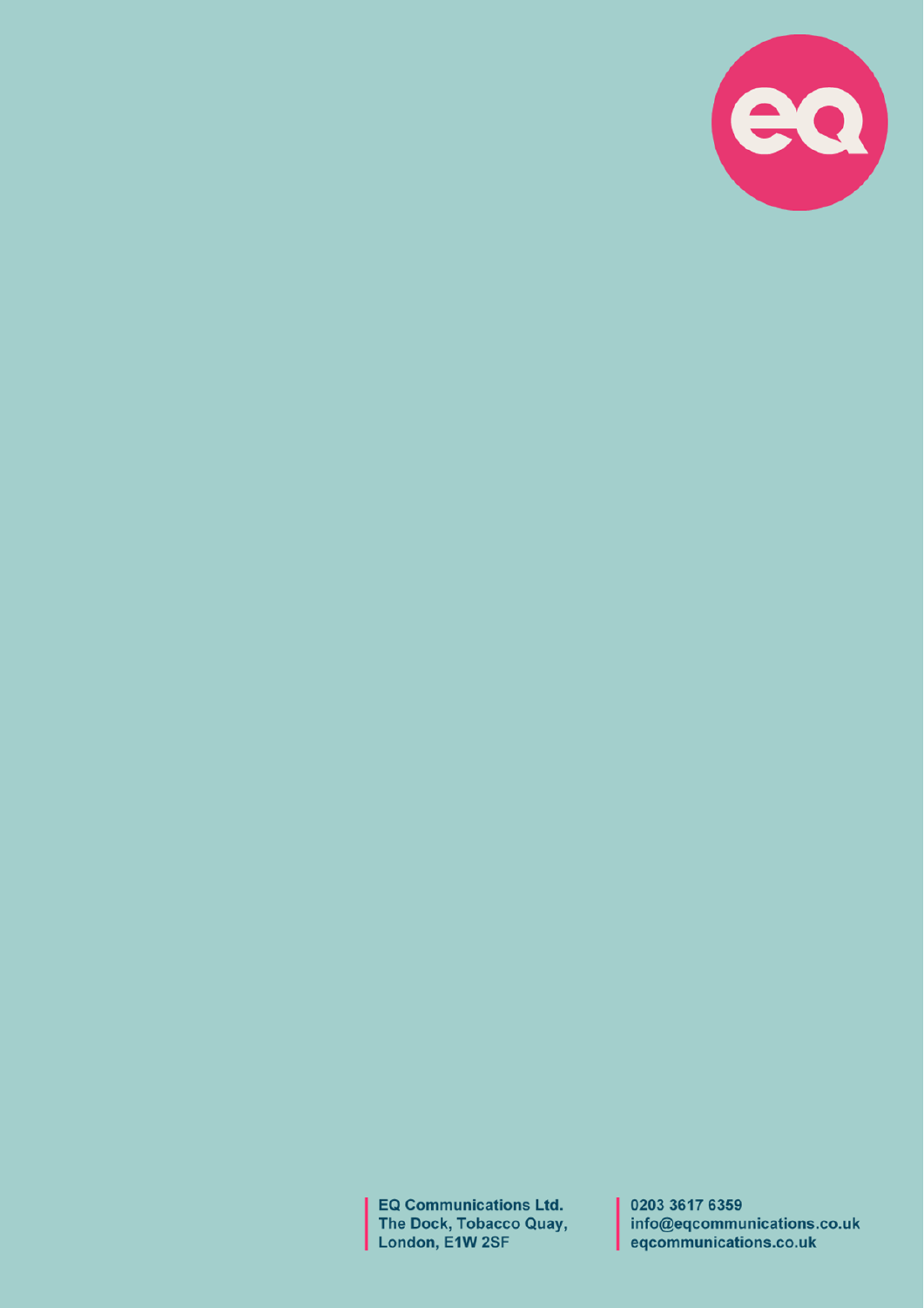EQ Communications Ltd.
The Dock, Tobacco Quay,
London, E1W 2SF

0203 3617 6359
info@eqcommunications.co.uk
eqcommunications.co.uk